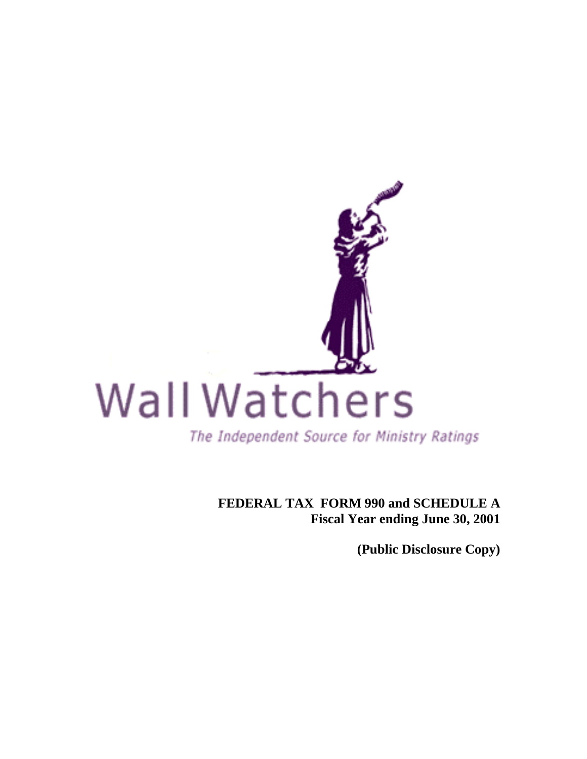Wall Watchers

*The Independent Source for Ministry Ratings*

**FEDERAL TAX FORM 990 and SCHEDULE A**
**Fiscal Year ending June 30, 2001**

**(Public Disclosure Copy)**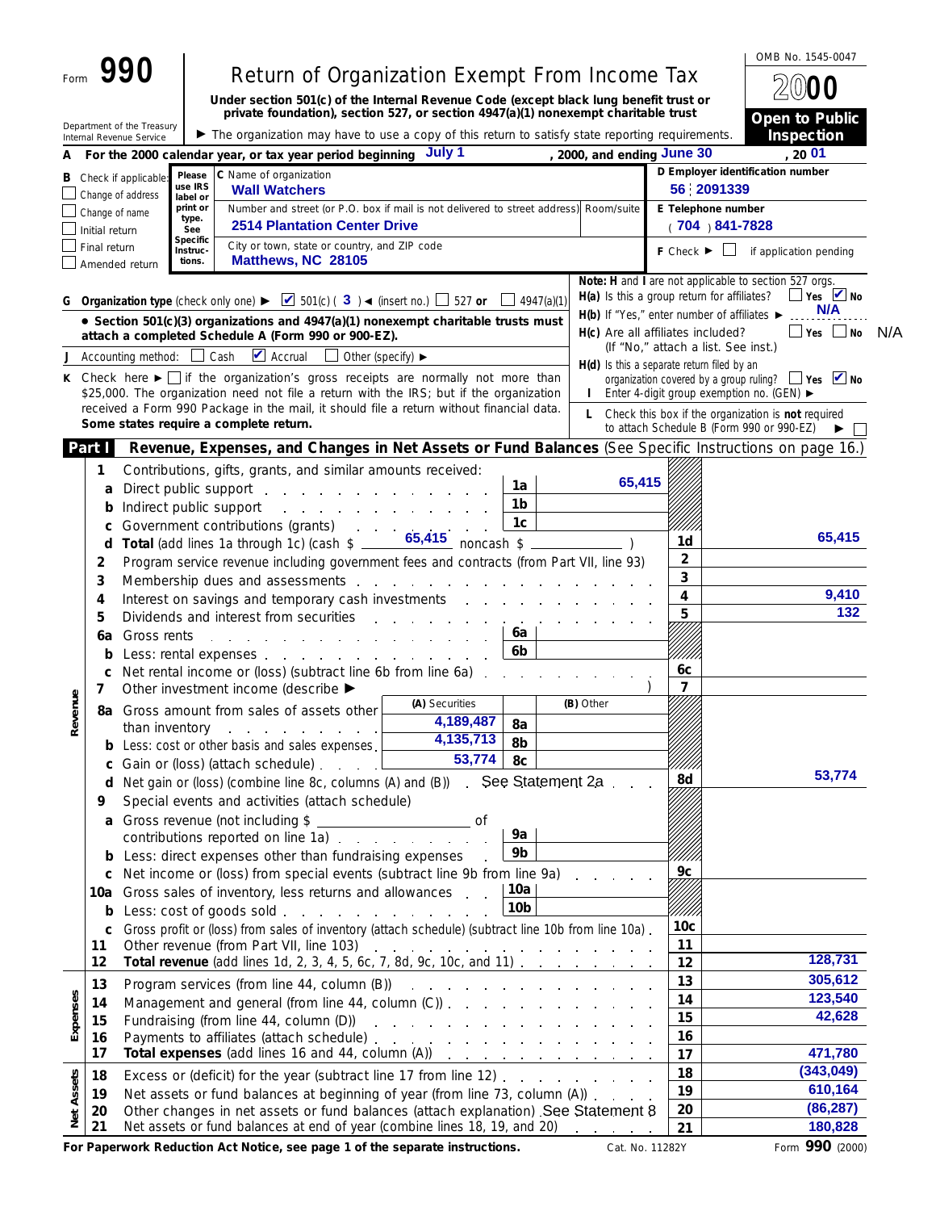Form **990**

Department of the Treasury
Internal Revenue Service

# Return of Organization Exempt From Income Tax

**Under section 501(c) of the Internal Revenue Code (except black lung benefit trust or private foundation), section 527, or section 4947(a)(1) nonexempt charitable trust**

▶ The organization may have to use a copy of this return to satisfy state reporting requirements.

OMB No. 1545-0047

**2000**

**Open to Public Inspection**

**A** For the 2000 calendar year, or tax year period beginning July 1, 2000, and ending June 30, 20 01

**B** Check if applicable:
- ☐ Change of address
- ☐ Change of name
- ☐ Initial return
- ☐ Final return
- ☐ Amended return

Please use IRS label or print or type. See Specific Instructions.

**C** Name of organization: **Wall Watchers**

Number and street (or P.O. box if mail is not delivered to street address) / Room/suite: **2514 Plantation Center Drive**

City or town, state or country, and ZIP code: **Matthews, NC 28105**

**D Employer identification number:** 56 2091339

**E Telephone number:** (704) 841-7828

**F** Check ▶ ☐ if application pending

**Note: H and I are not applicable to section 527 orgs.**

**G Organization type** (check only one) ▶ ☑ 501(c) ( 3 ) ◀ (insert no.) ☐ 527 **or** ☐ 4947(a)(1)

**H(a)** Is this a group return for affiliates? ☐ Yes ☑ No

**H(b)** If "Yes," enter number of affiliates ▶ N/A

**H(c)** Are all affiliates included? ☐ Yes ☐ No N/A
(If "No," attach a list. See inst.)

**H(d)** Is this a separate return filed by an organization covered by a group ruling? ☐ Yes ☑ No

**I** Enter 4-digit group exemption no. (GEN) ▶

• **Section 501(c)(3) organizations and 4947(a)(1) nonexempt charitable trusts must attach a completed Schedule A (Form 990 or 990-EZ).**

**J** Accounting method: ☐ Cash ☑ Accrual ☐ Other (specify) ▶

**K** Check here ▶ ☐ if the organization's gross receipts are normally not more than $25,000. The organization need not file a return with the IRS; but if the organization received a Form 990 Package in the mail, it should file a return without financial data. **Some states require a complete return.**

**L** Check this box if the organization is **not** required to attach Schedule B (Form 990 or 990-EZ) ▶ ☐

## Part I Revenue, Expenses, and Changes in Net Assets or Fund Balances (See Specific Instructions on page 16.)

### Revenue

| Line | Description | | | Line | Amount |
|---|---|---|---|---|---|
| 1 | Contributions, gifts, grants, and similar amounts received: | | | | |
| a | Direct public support | 1a | 65,415 | | |
| b | Indirect public support | 1b | | | |
| c | Government contributions (grants) | 1c | | | |
| d | **Total** (add lines 1a through 1c) (cash $ 65,415 noncash $ ) | | | 1d | 65,415 |
| 2 | Program service revenue including government fees and contracts (from Part VII, line 93) | | | 2 | |
| 3 | Membership dues and assessments | | | 3 | |
| 4 | Interest on savings and temporary cash investments | | | 4 | 9,410 |
| 5 | Dividends and interest from securities | | | 5 | 132 |
| 6a | Gross rents | 6a | | | |
| b | Less: rental expenses | 6b | | | |
| c | Net rental income or (loss) (subtract line 6b from line 6a) | | | 6c | |
| 7 | Other investment income (describe ▶ ) | | | 7 | |

| Line | Description | (A) Securities | | (B) Other | Line | Amount |
|---|---|---|---|---|---|---|
| 8a | Gross amount from sales of assets other than inventory | 4,189,487 | 8a | | | |
| b | Less: cost or other basis and sales expenses | 4,135,713 | 8b | | | |
| c | Gain or (loss) (attach schedule) | 53,774 | 8c | | | |
| d | Net gain or (loss) (combine line 8c, columns (A) and (B)) See Statement 2a | | | | 8d | 53,774 |

| Line | Description | | | Line | Amount |
|---|---|---|---|---|---|
| 9 | Special events and activities (attach schedule) | | | | |
| a | Gross revenue (not including $ ______ of contributions reported on line 1a) | 9a | | | |
| b | Less: direct expenses other than fundraising expenses | 9b | | | |
| c | Net income or (loss) from special events (subtract line 9b from line 9a) | | | 9c | |
| 10a | Gross sales of inventory, less returns and allowances | 10a | | | |
| b | Less: cost of goods sold | 10b | | | |
| c | Gross profit or (loss) from sales of inventory (attach schedule) (subtract line 10b from line 10a) | | | 10c | |
| 11 | Other revenue (from Part VII, line 103) | | | 11 | |
| 12 | **Total revenue** (add lines 1d, 2, 3, 4, 5, 6c, 7, 8d, 9c, 10c, and 11) | | | 12 | 128,731 |

### Expenses

| Line | Description | Line | Amount |
|---|---|---|---|
| 13 | Program services (from line 44, column (B)) | 13 | 305,612 |
| 14 | Management and general (from line 44, column (C)) | 14 | 123,540 |
| 15 | Fundraising (from line 44, column (D)) | 15 | 42,628 |
| 16 | Payments to affiliates (attach schedule) | 16 | |
| 17 | **Total expenses** (add lines 16 and 44, column (A)) | 17 | 471,780 |

### Net Assets

| Line | Description | Line | Amount |
|---|---|---|---|
| 18 | Excess or (deficit) for the year (subtract line 17 from line 12) | 18 | (343,049) |
| 19 | Net assets or fund balances at beginning of year (from line 73, column (A)) | 19 | 610,164 |
| 20 | Other changes in net assets or fund balances (attach explanation) See Statement 8 | 20 | (86,287) |
| 21 | Net assets or fund balances at end of year (combine lines 18, 19, and 20) | 21 | 180,828 |

**For Paperwork Reduction Act Notice, see page 1 of the separate instructions.** Cat. No. 11282Y Form **990** (2000)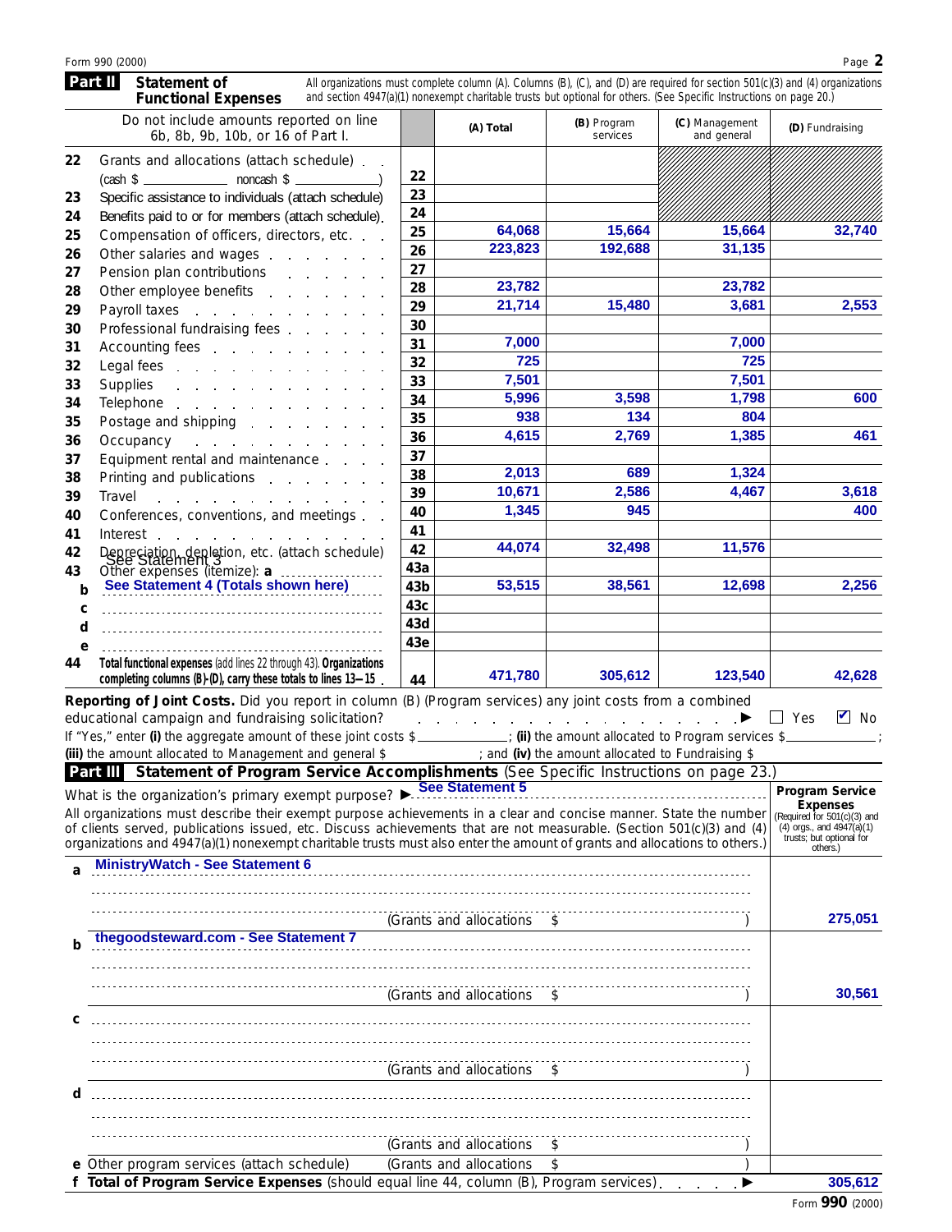Form 990 (2000)

## Part II Statement of Functional Expenses

All organizations must complete column (A). Columns (B), (C), and (D) are required for section 501(c)(3) and (4) organizations and section 4947(a)(1) nonexempt charitable trusts but optional for others. (See Specific Instructions on page 20.)

| Do not include amounts reported on line 6b, 8b, 9b, 10b, or 16 of Part I. | | (A) Total | (B) Program services | (C) Management and general | (D) Fundraising |
|---|---|---|---|---|---|
| 22 Grants and allocations (attach schedule) (cash $ ____ noncash $ ____) | 22 | | | | |
| 23 Specific assistance to individuals (attach schedule) | 23 | | | | |
| 24 Benefits paid to or for members (attach schedule) | 24 | | | | |
| 25 Compensation of officers, directors, etc. | 25 | 64,068 | 15,664 | 15,664 | 32,740 |
| 26 Other salaries and wages | 26 | 223,823 | 192,688 | 31,135 | |
| 27 Pension plan contributions | 27 | | | | |
| 28 Other employee benefits | 28 | 23,782 | | 23,782 | |
| 29 Payroll taxes | 29 | 21,714 | 15,480 | 3,681 | 2,553 |
| 30 Professional fundraising fees | 30 | | | | |
| 31 Accounting fees | 31 | 7,000 | | 7,000 | |
| 32 Legal fees | 32 | 725 | | 725 | |
| 33 Supplies | 33 | 7,501 | | 7,501 | |
| 34 Telephone | 34 | 5,996 | 3,598 | 1,798 | 600 |
| 35 Postage and shipping | 35 | 938 | 134 | 804 | |
| 36 Occupancy | 36 | 4,615 | 2,769 | 1,385 | 461 |
| 37 Equipment rental and maintenance | 37 | | | | |
| 38 Printing and publications | 38 | 2,013 | 689 | 1,324 | |
| 39 Travel | 39 | 10,671 | 2,586 | 4,467 | 3,618 |
| 40 Conferences, conventions, and meetings | 40 | 1,345 | 945 | | 400 |
| 41 Interest | 41 | | | | |
| 42 Depreciation, depletion, etc. (attach schedule) See Statement 3 | 42 | 44,074 | 32,498 | 11,576 | |
| 43 Other expenses (itemize): a | 43a | | | | |
| b See Statement 4 (Totals shown here) | 43b | 53,515 | 38,561 | 12,698 | 2,256 |
| c | 43c | | | | |
| d | 43d | | | | |
| e | 43e | | | | |
| 44 **Total functional expenses** (add lines 22 through 43). **Organizations completing columns (B)-(D), carry these totals to lines 13—15** | 44 | 471,780 | 305,612 | 123,540 | 42,628 |

**Reporting of Joint Costs.** Did you report in column (B) (Program services) any joint costs from a combined educational campaign and fundraising solicitation? ☐ Yes ☑ No

If "Yes," enter **(i)** the aggregate amount of these joint costs $ ____; **(ii)** the amount allocated to Program services $ ____; **(iii)** the amount allocated to Management and general $ ____; and **(iv)** the amount allocated to Fundraising $ ____

## Part III Statement of Program Service Accomplishments (See Specific Instructions on page 23.)

What is the organization's primary exempt purpose? ▶ See Statement 5

All organizations must describe their exempt purpose achievements in a clear and concise manner. State the number of clients served, publications issued, etc. Discuss achievements that are not measurable. (Section 501(c)(3) and (4) organizations and 4947(a)(1) nonexempt charitable trusts must also enter the amount of grants and allocations to others.)

| | | Program Service Expenses (Required for 501(c)(3) and (4) orgs., and 4947(a)(1) trusts; but optional for others.) |
|---|---|---|
| a | MinistryWatch - See Statement 6 (Grants and allocations $ ) | 275,051 |
| b | thegoodsteward.com - See Statement 7 (Grants and allocations $ ) | 30,561 |
| c | (Grants and allocations $ ) | |
| d | (Grants and allocations $ ) | |
| e | Other program services (attach schedule) (Grants and allocations $ ) | |
| f | **Total of Program Service Expenses** (should equal line 44, column (B), Program services) ▶ | 305,612 |

Form **990** (2000)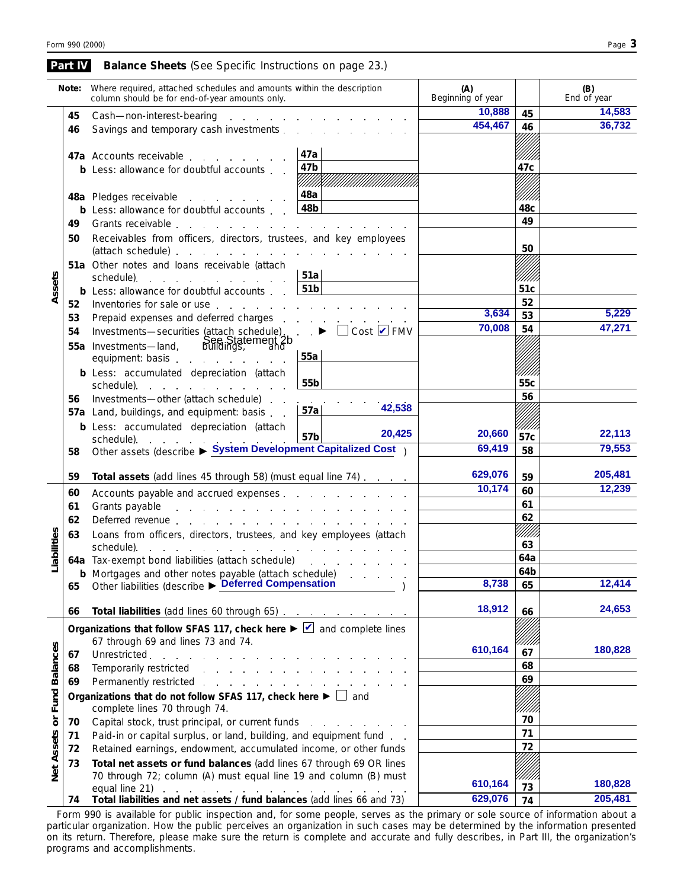## Part IV Balance Sheets (See Specific Instructions on page 23.)

| **Note:** Where required, attached schedules and amounts within the description column should be for end-of-year amounts only. | | | (A) Beginning of year | | (B) End of year |
|---|---|---|---|---|---|
| **Assets** | | | | | |
| 45 Cash—non-interest-bearing | | | 10,888 | 45 | 14,583 |
| 46 Savings and temporary cash investments | | | 454,467 | 46 | 36,732 |
| 47a Accounts receivable | 47a | | | | |
| b Less: allowance for doubtful accounts | 47b | | | 47c | |
| 48a Pledges receivable | 48a | | | | |
| b Less: allowance for doubtful accounts | 48b | | | 48c | |
| 49 Grants receivable | | | | 49 | |
| 50 Receivables from officers, directors, trustees, and key employees (attach schedule) | | | | 50 | |
| 51a Other notes and loans receivable (attach schedule) | 51a | | | | |
| b Less: allowance for doubtful accounts | 51b | | | 51c | |
| 52 Inventories for sale or use | | | | 52 | |
| 53 Prepaid expenses and deferred charges | | | 3,634 | 53 | 5,229 |
| 54 Investments—securities (attach schedule) ▶ ☐ Cost ☑ FMV See Statement 2b | | | 70,008 | 54 | 47,271 |
| 55a Investments—land, buildings, and equipment: basis | 55a | | | | |
| b Less: accumulated depreciation (attach schedule) | 55b | | | 55c | |
| 56 Investments—other (attach schedule) | | | | 56 | |
| 57a Land, buildings, and equipment: basis | 57a | 42,538 | | | |
| b Less: accumulated depreciation (attach schedule) | 57b | 20,425 | 20,660 | 57c | 22,113 |
| 58 Other assets (describe ▶ System Development Capitalized Cost ) | | | 69,419 | 58 | 79,553 |
| 59 **Total assets** (add lines 45 through 58) (must equal line 74) | | | 629,076 | 59 | 205,481 |
| **Liabilities** | | | | | |
| 60 Accounts payable and accrued expenses | | | 10,174 | 60 | 12,239 |
| 61 Grants payable | | | | 61 | |
| 62 Deferred revenue | | | | 62 | |
| 63 Loans from officers, directors, trustees, and key employees (attach schedule) | | | | 63 | |
| 64a Tax-exempt bond liabilities (attach schedule) | | | | 64a | |
| b Mortgages and other notes payable (attach schedule) | | | | 64b | |
| 65 Other liabilities (describe ▶ Deferred Compensation ) | | | 8,738 | 65 | 12,414 |
| 66 **Total liabilities** (add lines 60 through 65) | | | 18,912 | 66 | 24,653 |
| **Net Assets or Fund Balances** | | | | | |
| **Organizations that follow SFAS 117, check here** ▶ ☑ and complete lines 67 through 69 and lines 73 and 74. | | | | | |
| 67 Unrestricted | | | 610,164 | 67 | 180,828 |
| 68 Temporarily restricted | | | | 68 | |
| 69 Permanently restricted | | | | 69 | |
| **Organizations that do not follow SFAS 117, check here** ▶ ☐ and complete lines 70 through 74. | | | | | |
| 70 Capital stock, trust principal, or current funds | | | | 70 | |
| 71 Paid-in or capital surplus, or land, building, and equipment fund | | | | 71 | |
| 72 Retained earnings, endowment, accumulated income, or other funds | | | | 72 | |
| 73 **Total net assets or fund balances** (add lines 67 through 69 OR lines 70 through 72; column (A) must equal line 19 and column (B) must equal line 21) | | | 610,164 | 73 | 180,828 |
| 74 **Total liabilities and net assets / fund balances** (add lines 66 and 73) | | | 629,076 | 74 | 205,481 |

Form 990 is available for public inspection and, for some people, serves as the primary or sole source of information about a particular organization. How the public perceives an organization in such cases may be determined by the information presented on its return. Therefore, please make sure the return is complete and accurate and fully describes, in Part III, the organization's programs and accomplishments.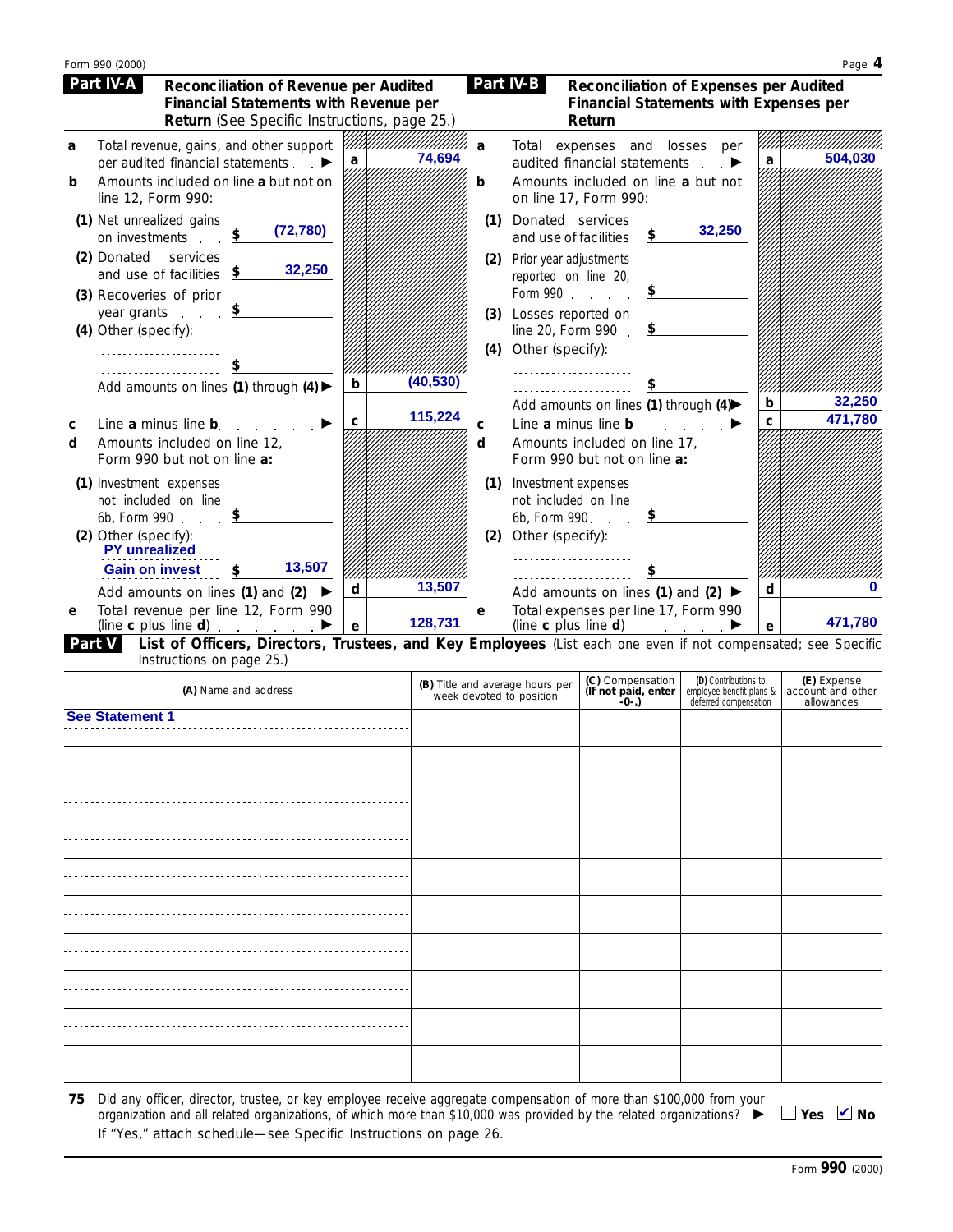Form 990 (2000)

## Part IV-A Reconciliation of Revenue per Audited Financial Statements with Revenue per Return (See Specific Instructions, page 25.)

| | | | |
|---|---|---|---|
| **a** | Total revenue, gains, and other support per audited financial statements ▶ | a | 74,694 |
| **b** | Amounts included on line **a** but not on line 12, Form 990: | | |
| | (1) Net unrealized gains on investments $ (72,780) | | |
| | (2) Donated services and use of facilities $ 32,250 | | |
| | (3) Recoveries of prior year grants $ | | |
| | (4) Other (specify): $ | | |
| | Add amounts on lines **(1)** through **(4)** ▶ | b | (40,530) |
| **c** | Line **a** minus line **b** ▶ | c | 115,224 |
| **d** | Amounts included on line 12, Form 990 but not on line **a:** | | |
| | (1) Investment expenses not included on line 6b, Form 990 $ | | |
| | (2) Other (specify): PY unrealized Gain on invest $ 13,507 | | |
| | Add amounts on lines **(1)** and **(2)** ▶ | d | 13,507 |
| **e** | Total revenue per line 12, Form 990 (line **c** plus line **d**) ▶ | e | 128,731 |

## Part IV-B Reconciliation of Expenses per Audited Financial Statements with Expenses per Return

| | | | |
|---|---|---|---|
| **a** | Total expenses and losses per audited financial statements ▶ | a | 504,030 |
| **b** | Amounts included on line **a** but not on line 17, Form 990: | | |
| | (1) Donated services and use of facilities $ 32,250 | | |
| | (2) Prior year adjustments reported on line 20, Form 990 $ | | |
| | (3) Losses reported on line 20, Form 990 $ | | |
| | (4) Other (specify): $ | | |
| | Add amounts on lines **(1)** through **(4)** ▶ | b | 32,250 |
| **c** | Line **a** minus line **b** ▶ | c | 471,780 |
| **d** | Amounts included on line 17, Form 990 but not on line **a:** | | |
| | (1) Investment expenses not included on line 6b, Form 990 $ | | |
| | (2) Other (specify): $ | | |
| | Add amounts on lines **(1)** and **(2)** ▶ | d | 0 |
| **e** | Total expenses per line 17, Form 990 (line **c** plus line **d**) ▶ | e | 471,780 |

## Part V List of Officers, Directors, Trustees, and Key Employees (List each one even if not compensated; see Specific Instructions on page 25.)

| (A) Name and address | (B) Title and average hours per week devoted to position | (C) Compensation (If not paid, enter -0-.) | (D) Contributions to employee benefit plans & deferred compensation | (E) Expense account and other allowances |
|---|---|---|---|---|
| See Statement 1 | | | | |
| | | | | |
| | | | | |
| | | | | |
| | | | | |
| | | | | |
| | | | | |
| | | | | |
| | | | | |
| | | | | |

**75** Did any officer, director, trustee, or key employee receive aggregate compensation of more than $100,000 from your organization and all related organizations, of which more than $10,000 was provided by the related organizations? ▶ ☐ Yes ☑ No

If "Yes," attach schedule—see Specific Instructions on page 26.

Form **990** (2000)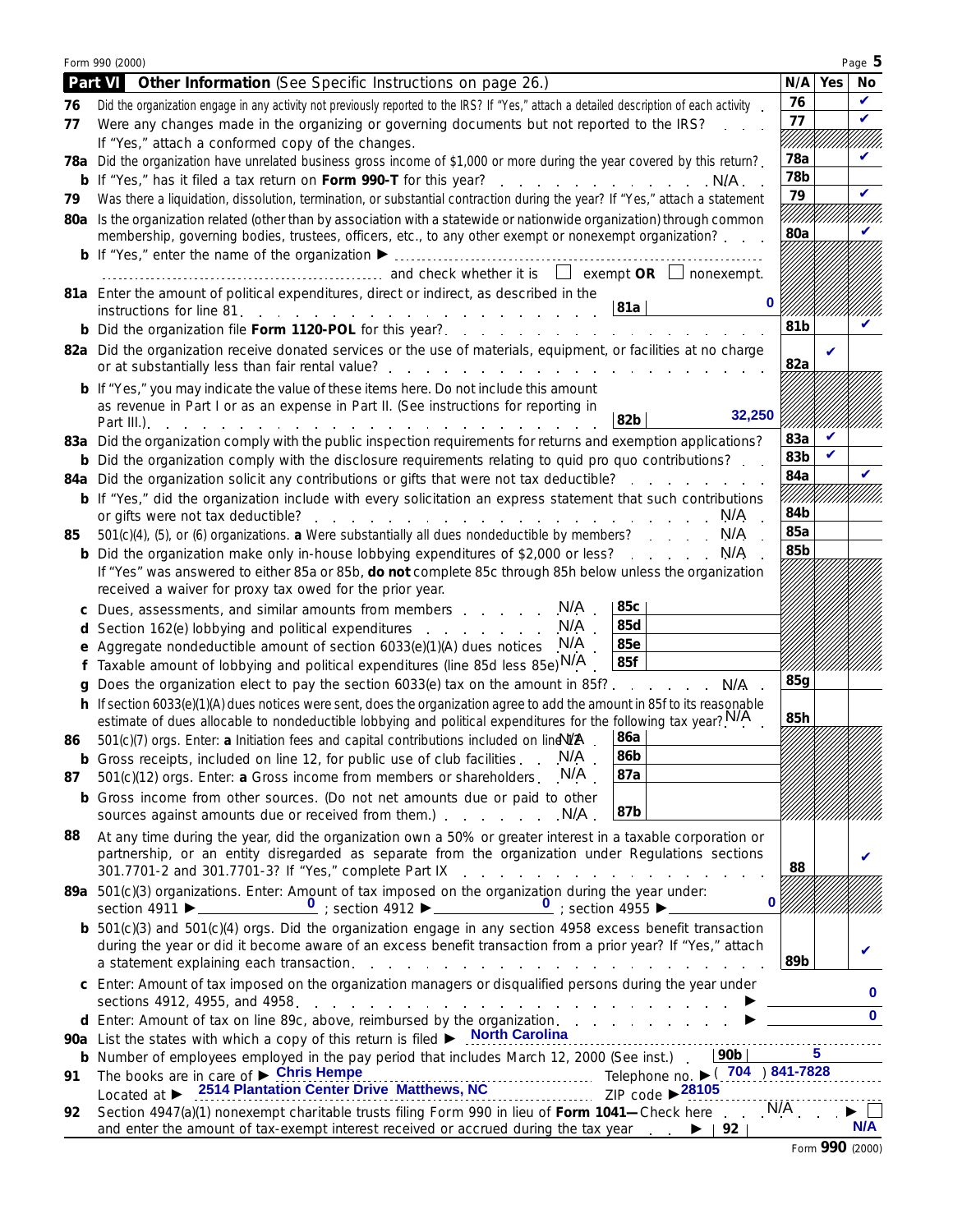Form 990 (2000)

## Part VI Other Information (See Specific Instructions on page 26.)

| | | | N/A | Yes | No |
|---|---|---|---|---|---|
| 76 | Did the organization engage in any activity not previously reported to the IRS? If "Yes," attach a detailed description of each activity | 76 | | | ✔ |
| 77 | Were any changes made in the organizing or governing documents but not reported to the IRS? If "Yes," attach a conformed copy of the changes. | 77 | | | ✔ |
| 78a | Did the organization have unrelated business gross income of $1,000 or more during the year covered by this return? | 78a | | | ✔ |
| b | If "Yes," has it filed a tax return on **Form 990-T** for this year? N/A | 78b | | | |
| 79 | Was there a liquidation, dissolution, termination, or substantial contraction during the year? If "Yes," attach a statement | 79 | | | ✔ |
| 80a | Is the organization related (other than by association with a statewide or nationwide organization) through common membership, governing bodies, trustees, officers, etc., to any other exempt or nonexempt organization? | 80a | | | ✔ |
| b | If "Yes," enter the name of the organization ▶ ______ and check whether it is ☐ exempt **OR** ☐ nonexempt. | | | | |
| 81a | Enter the amount of political expenditures, direct or indirect, as described in the instructions for line 81. — 81a: 0 | | | | |
| b | Did the organization file **Form 1120-POL** for this year? | 81b | | | ✔ |
| 82a | Did the organization receive donated services or the use of materials, equipment, or facilities at no charge or at substantially less than fair rental value? | 82a | | ✔ | |
| b | If "Yes," you may indicate the value of these items here. Do not include this amount as revenue in Part I or as an expense in Part II. (See instructions for reporting in Part III.) — 82b: 32,250 | | | | |
| 83a | Did the organization comply with the public inspection requirements for returns and exemption applications? | 83a | | ✔ | |
| b | Did the organization comply with the disclosure requirements relating to quid pro quo contributions? | 83b | | ✔ | |
| 84a | Did the organization solicit any contributions or gifts that were not tax deductible? | 84a | | | ✔ |
| b | If "Yes," did the organization include with every solicitation an express statement that such contributions or gifts were not tax deductible? N/A | 84b | | | |
| 85 | 501(c)(4), (5), or (6) organizations. **a** Were substantially all dues nondeductible by members? N/A | 85a | | | |
| b | Did the organization make only in-house lobbying expenditures of $2,000 or less? N/A | 85b | | | |
| | If "Yes" was answered to either 85a or 85b, **do not** complete 85c through 85h below unless the organization received a waiver for proxy tax owed for the prior year. | | | | |
| c | Dues, assessments, and similar amounts from members N/A — 85c | | | | |
| d | Section 162(e) lobbying and political expenditures N/A — 85d | | | | |
| e | Aggregate nondeductible amount of section 6033(e)(1)(A) dues notices N/A — 85e | | | | |
| f | Taxable amount of lobbying and political expenditures (line 85d less 85e) N/A — 85f | | | | |
| g | Does the organization elect to pay the section 6033(e) tax on the amount in 85f? N/A | 85g | | | |
| h | If section 6033(e)(1)(A) dues notices were sent, does the organization agree to add the amount in 85f to its reasonable estimate of dues allocable to nondeductible lobbying and political expenditures for the following tax year? N/A | 85h | | | |
| 86 | 501(c)(7) orgs. Enter: **a** Initiation fees and capital contributions included on line 12 N/A — 86a | | | | |
| b | Gross receipts, included on line 12, for public use of club facilities N/A — 86b | | | | |
| 87 | 501(c)(12) orgs. Enter: **a** Gross income from members or shareholders N/A — 87a | | | | |
| b | Gross income from other sources. (Do not net amounts due or paid to other sources against amounts due or received from them.) N/A — 87b | | | | |
| 88 | At any time during the year, did the organization own a 50% or greater interest in a taxable corporation or partnership, or an entity disregarded as separate from the organization under Regulations sections 301.7701-2 and 301.7701-3? If "Yes," complete Part IX | 88 | | | ✔ |
| 89a | 501(c)(3) organizations. Enter: Amount of tax imposed on the organization during the year under: section 4911 ▶ 0 ; section 4912 ▶ 0 ; section 4955 ▶ 0 | | | | |
| b | 501(c)(3) and 501(c)(4) orgs. Did the organization engage in any section 4958 excess benefit transaction during the year or did it become aware of an excess benefit transaction from a prior year? If "Yes," attach a statement explaining each transaction. | 89b | | | ✔ |
| c | Enter: Amount of tax imposed on the organization managers or disqualified persons during the year under sections 4912, 4955, and 4958. ▶ 0 | | | | |
| d | Enter: Amount of tax on line 89c, above, reimbursed by the organization. ▶ 0 | | | | |

**90a** List the states with which a copy of this return is filed ▶ North Carolina

**b** Number of employees employed in the pay period that includes March 12, 2000 (See inst.) — 90b: 5

**91** The books are in care of ▶ Chris Hempe    Telephone no. ▶ (704) 841-7828

Located at ▶ 2514 Plantation Center Drive Matthews, NC    ZIP code ▶ 28105

**92** Section 4947(a)(1) nonexempt charitable trusts filing Form 990 in lieu of **Form 1041—** Check here N/A ▶ ☐ and enter the amount of tax-exempt interest received or accrued during the tax year ▶ 92: N/A

Form **990** (2000)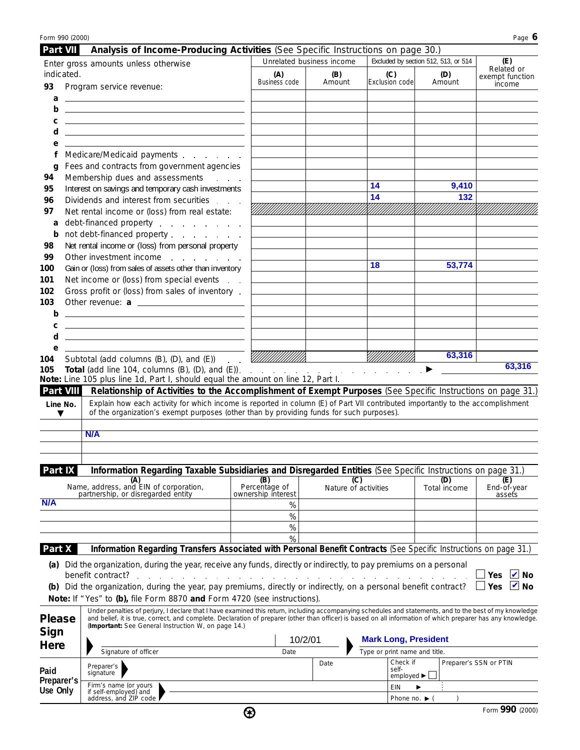Form 990 (2000) Page 6

## Part VII Analysis of Income-Producing Activities (See Specific Instructions on page 30.)

| Enter gross amounts unless otherwise indicated. | Unrelated business income | | Excluded by section 512, 513, or 514 | | (E) Related or exempt function income |
|---|---|---|---|---|---|
| | (A) Business code | (B) Amount | (C) Exclusion code | (D) Amount | |
| 93 Program service revenue: | | | | | |
| a | | | | | |
| b | | | | | |
| c | | | | | |
| d | | | | | |
| e | | | | | |
| f Medicare/Medicaid payments | | | | | |
| g Fees and contracts from government agencies | | | | | |
| 94 Membership dues and assessments | | | | | |
| 95 Interest on savings and temporary cash investments | | | 14 | 9,410 | |
| 96 Dividends and interest from securities | | | 14 | 132 | |
| 97 Net rental income or (loss) from real estate: | | | | | |
| a debt-financed property | | | | | |
| b not debt-financed property | | | | | |
| 98 Net rental income or (loss) from personal property | | | | | |
| 99 Other investment income | | | | | |
| 100 Gain or (loss) from sales of assets other than inventory | | | 18 | 53,774 | |
| 101 Net income or (loss) from special events | | | | | |
| 102 Gross profit or (loss) from sales of inventory | | | | | |
| 103 Other revenue: a | | | | | |
| b | | | | | |
| c | | | | | |
| d | | | | | |
| e | | | | | |
| 104 Subtotal (add columns (B), (D), and (E)) | | | | 63,316 | |
| 105 Total (add line 104, columns (B), (D), and (E)) ▶ | | | | | 63,316 |

**Note:** Line 105 plus line 1d, Part I, should equal the amount on line 12, Part I.

## Part VIII Relationship of Activities to the Accomplishment of Exempt Purposes (See Specific Instructions on page 31.)

| Line No. ▼ | Explain how each activity for which income is reported in column (E) of Part VII contributed importantly to the accomplishment of the organization's exempt purposes (other than by providing funds for such purposes). |
|---|---|
| | N/A |

## Part IX Information Regarding Taxable Subsidiaries and Disregarded Entities (See Specific Instructions on page 31.)

| (A) Name, address, and EIN of corporation, partnership, or disregarded entity | (B) Percentage of ownership interest | (C) Nature of activities | (D) Total income | (E) End-of-year assets |
|---|---|---|---|---|
| N/A | % | | | |
| | % | | | |
| | % | | | |
| | % | | | |

## Part X Information Regarding Transfers Associated with Personal Benefit Contracts (See Specific Instructions on page 31.)

**(a)** Did the organization, during the year, receive any funds, directly or indirectly, to pay premiums on a personal benefit contract? ☐ Yes ☑ No

**(b)** Did the organization, during the year, pay premiums, directly or indirectly, on a personal benefit contract? ☐ Yes ☑ No

**Note:** If "Yes" to **(b)**, file Form 8870 **and** Form 4720 (see instructions).

**Please Sign Here**

Under penalties of perjury, I declare that I have examined this return, including accompanying schedules and statements, and to the best of my knowledge and belief, it is true, correct, and complete. Declaration of preparer (other than officer) is based on all information of which preparer has any knowledge. (**Important:** See General Instruction W, on page 14.)

| Signature of officer | Date: 10/2/01 | Type or print name and title: Mark Long, President |
|---|---|---|

**Paid Preparer's Use Only**

| Preparer's signature | Date | Check if self-employed ▶ ☐ | Preparer's SSN or PTIN |
|---|---|---|---|
| Firm's name (or yours if self-employed) and address, and ZIP code | | EIN ▶ | |
| | | Phone no. ▶ ( ) | |

Form **990** (2000)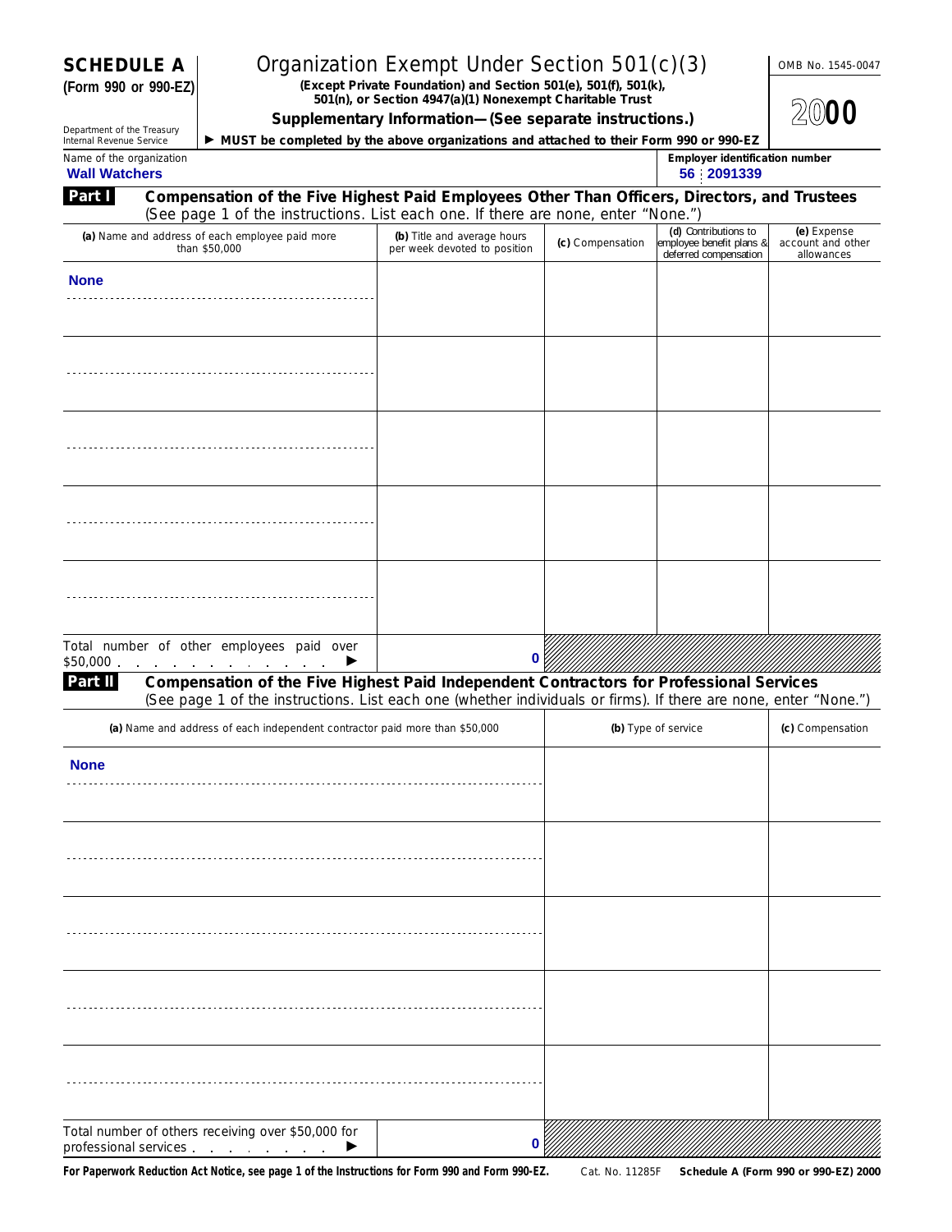# SCHEDULE A (Form 990 or 990-EZ)

Department of the Treasury
Internal Revenue Service

## Organization Exempt Under Section 501(c)(3)

**(Except Private Foundation) and Section 501(e), 501(f), 501(k), 501(n), or Section 4947(a)(1) Nonexempt Charitable Trust**

**Supplementary Information—(See separate instructions.)**

▶ **MUST be completed by the above organizations and attached to their Form 990 or 990-EZ**

OMB No. 1545-0047

**2000**

Name of the organization: **Wall Watchers**

Employer identification number: **56 2091339**

**Part I** **Compensation of the Five Highest Paid Employees Other Than Officers, Directors, and Trustees**
(See page 1 of the instructions. List each one. If there are none, enter "None.")

| (a) Name and address of each employee paid more than $50,000 | (b) Title and average hours per week devoted to position | (c) Compensation | (d) Contributions to employee benefit plans & deferred compensation | (e) Expense account and other allowances |
|---|---|---|---|---|
| None | | | | |
| | | | | |
| | | | | |
| | | | | |
| | | | | |
| Total number of other employees paid over $50,000 . . . . . . . . . . . ▶ | 0 | | | |

**Part II** **Compensation of the Five Highest Paid Independent Contractors for Professional Services**
(See page 1 of the instructions. List each one (whether individuals or firms). If there are none, enter "None.")

| (a) Name and address of each independent contractor paid more than $50,000 | | (b) Type of service | (c) Compensation |
|---|---|---|---|
| None | | | |
| | | | |
| | | | |
| | | | |
| | | | |
| Total number of others receiving over $50,000 for professional services . . . . . . . . ▶ | 0 | | |

For Paperwork Reduction Act Notice, see page 1 of the Instructions for Form 990 and Form 990-EZ. Cat. No. 11285F **Schedule A (Form 990 or 990-EZ) 2000**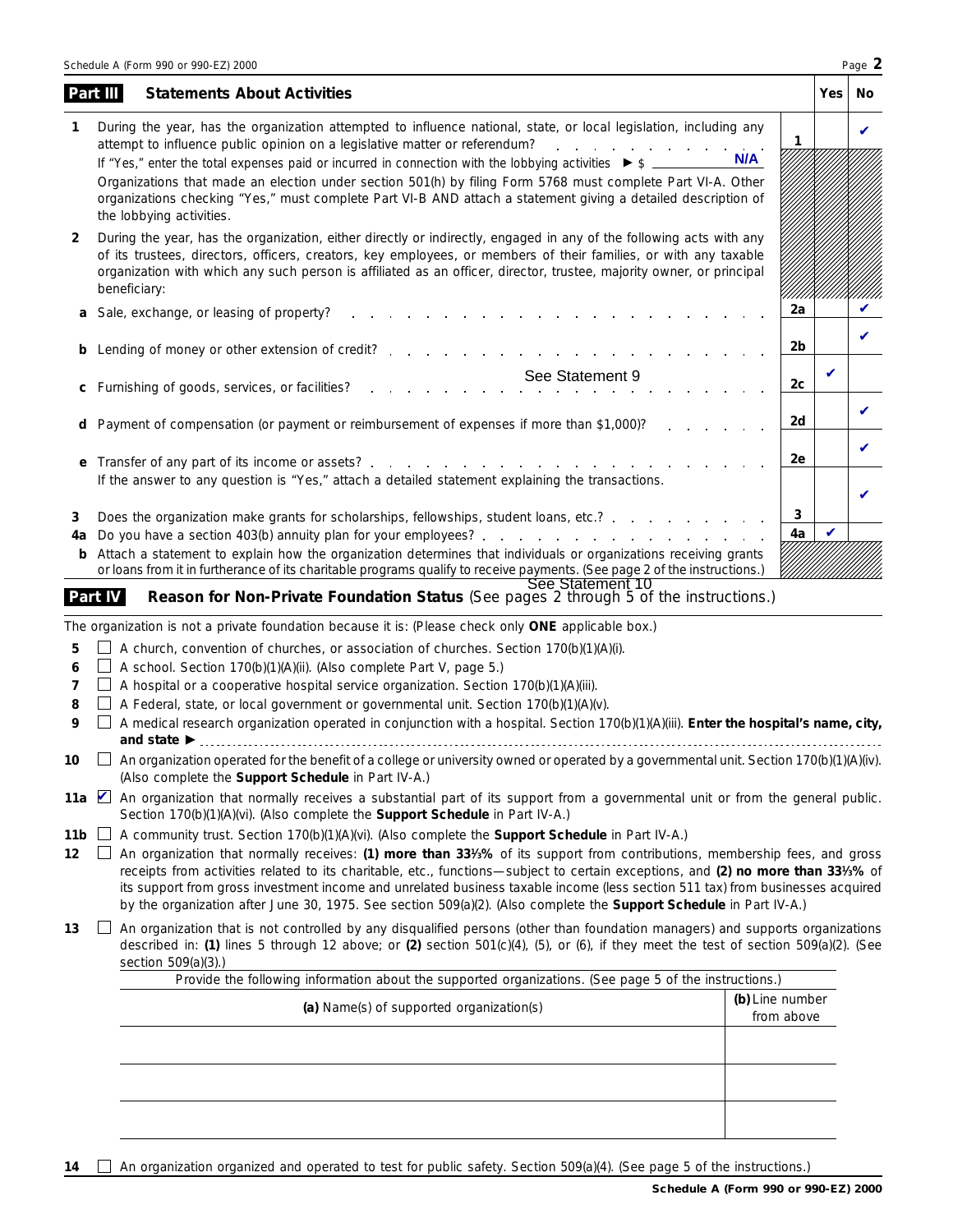## Part III Statements About Activities

| | | | Yes | No |
|---|---|---|---|---|
| 1 | During the year, has the organization attempted to influence national, state, or local legislation, including any attempt to influence public opinion on a legislative matter or referendum? | 1 | | ✔ |
| | If "Yes," enter the total expenses paid or incurred in connection with the lobbying activities ► $ N/A | | | |
| | Organizations that made an election under section 501(h) by filing Form 5768 must complete Part VI-A. Other organizations checking "Yes," must complete Part VI-B AND attach a statement giving a detailed description of the lobbying activities. | | | |
| 2 | During the year, has the organization, either directly or indirectly, engaged in any of the following acts with any of its trustees, directors, officers, creators, key employees, or members of their families, or with any taxable organization with which any such person is affiliated as an officer, director, trustee, majority owner, or principal beneficiary: | | | |
| a | Sale, exchange, or leasing of property? | 2a | | ✔ |
| b | Lending of money or other extension of credit? | 2b | | ✔ |
| c | Furnishing of goods, services, or facilities? See Statement 9 | 2c | ✔ | |
| d | Payment of compensation (or payment or reimbursement of expenses if more than $1,000)? | 2d | | ✔ |
| e | Transfer of any part of its income or assets? | 2e | | ✔ |
| | If the answer to any question is "Yes," attach a detailed statement explaining the transactions. | | | |
| 3 | Does the organization make grants for scholarships, fellowships, student loans, etc.? | 3 | | ✔ |
| 4a | Do you have a section 403(b) annuity plan for your employees? | 4a | ✔ | |
| b | Attach a statement to explain how the organization determines that individuals or organizations receiving grants or loans from it in furtherance of its charitable programs qualify to receive payments. (See page 2 of the instructions.) See Statement 10 | | | |

## Part IV Reason for Non-Private Foundation Status (See pages 2 through 5 of the instructions.)

The organization is not a private foundation because it is: (Please check only **ONE** applicable box.)

5 ☐ A church, convention of churches, or association of churches. Section 170(b)(1)(A)(i).

6 ☐ A school. Section 170(b)(1)(A)(ii). (Also complete Part V, page 5.)

7 ☐ A hospital or a cooperative hospital service organization. Section 170(b)(1)(A)(iii).

8 ☐ A Federal, state, or local government or governmental unit. Section 170(b)(1)(A)(v).

9 ☐ A medical research organization operated in conjunction with a hospital. Section 170(b)(1)(A)(iii). **Enter the hospital's name, city, and state ►**

10 ☐ An organization operated for the benefit of a college or university owned or operated by a governmental unit. Section 170(b)(1)(A)(iv). (Also complete the **Support Schedule** in Part IV-A.)

11a ☑ An organization that normally receives a substantial part of its support from a governmental unit or from the general public. Section 170(b)(1)(A)(vi). (Also complete the **Support Schedule** in Part IV-A.)

11b ☐ A community trust. Section 170(b)(1)(A)(vi). (Also complete the **Support Schedule** in Part IV-A.)

12 ☐ An organization that normally receives: **(1) more than 33⅓%** of its support from contributions, membership fees, and gross receipts from activities related to its charitable, etc., functions—subject to certain exceptions, and **(2) no more than 33⅓%** of its support from gross investment income and unrelated business taxable income (less section 511 tax) from businesses acquired by the organization after June 30, 1975. See section 509(a)(2). (Also complete the **Support Schedule** in Part IV-A.)

13 ☐ An organization that is not controlled by any disqualified persons (other than foundation managers) and supports organizations described in: **(1)** lines 5 through 12 above; or **(2)** section 501(c)(4), (5), or (6), if they meet the test of section 509(a)(2). (See section 509(a)(3).)

Provide the following information about the supported organizations. (See page 5 of the instructions.)

| **(a)** Name(s) of supported organization(s) | **(b)** Line number from above |
|---|---|
| | |
| | |
| | |

14 ☐ An organization organized and operated to test for public safety. Section 509(a)(4). (See page 5 of the instructions.)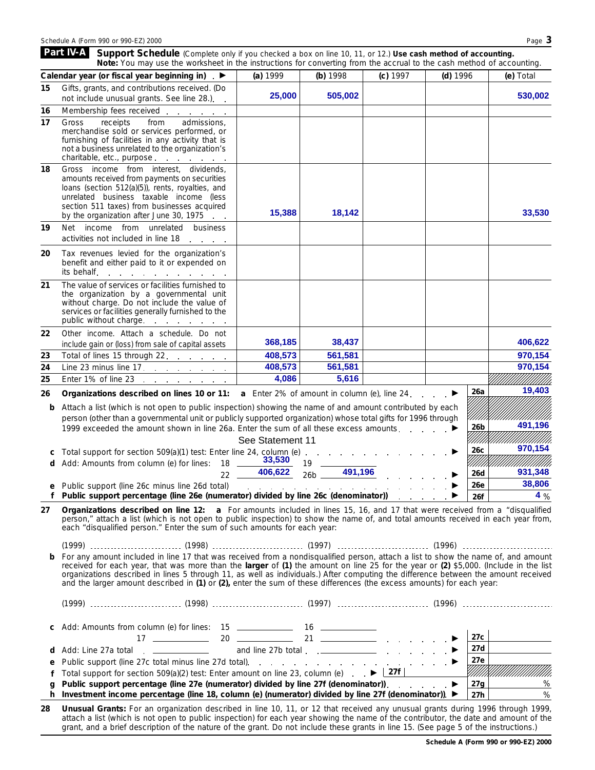## Part IV-A Support Schedule

(Complete only if you checked a box on line 10, 11, or 12.) **Use cash method of accounting.**
**Note:** You may use the worksheet in the instructions for converting from the accrual to the cash method of accounting.

| | Calendar year (or fiscal year beginning in) ▶ | (a) 1999 | (b) 1998 | (c) 1997 | (d) 1996 | (e) Total |
|---|---|---|---|---|---|---|
| 15 | Gifts, grants, and contributions received. (Do not include unusual grants. See line 28.) | 25,000 | 505,002 | | | 530,002 |
| 16 | Membership fees received | | | | | |
| 17 | Gross receipts from admissions, merchandise sold or services performed, or furnishing of facilities in any activity that is not a business unrelated to the organization's charitable, etc., purpose | | | | | |
| 18 | Gross income from interest, dividends, amounts received from payments on securities loans (section 512(a)(5)), rents, royalties, and unrelated business taxable income (less section 511 taxes) from businesses acquired by the organization after June 30, 1975 | 15,388 | 18,142 | | | 33,530 |
| 19 | Net income from unrelated business activities not included in line 18 | | | | | |
| 20 | Tax revenues levied for the organization's benefit and either paid to it or expended on its behalf | | | | | |
| 21 | The value of services or facilities furnished to the organization by a governmental unit without charge. Do not include the value of services or facilities generally furnished to the public without charge | | | | | |
| 22 | Other income. Attach a schedule. Do not include gain or (loss) from sale of capital assets | 368,185 | 38,437 | | | 406,622 |
| 23 | Total of lines 15 through 22 | 408,573 | 561,581 | | | 970,154 |
| 24 | Line 23 minus line 17 | 408,573 | 561,581 | | | 970,154 |
| 25 | Enter 1% of line 23 | 4,086 | 5,616 | | | |

**26 Organizations described on lines 10 or 11: a** Enter 2% of amount in column (e), line 24 ▶ **26a** 19,403

**b** Attach a list (which is not open to public inspection) showing the name of and amount contributed by each person (other than a governmental unit or publicly supported organization) whose total gifts for 1996 through 1999 exceeded the amount shown in line 26a. Enter the sum of all these excess amounts ▶ **26b** 491,196

See Statement 11

**c** Total support for section 509(a)(1) test: Enter line 24, column (e) ▶ **26c** 970,154

**d** Add: Amounts from column (e) for lines: 18 33,530 19 ______ 22 406,622 26b 491,196 ▶ **26d** 931,348

**e** Public support (line 26c minus line 26d total) ▶ **26e** 38,806

**f Public support percentage (line 26e (numerator) divided by line 26c (denominator))** ▶ **26f** 4 %

**27 Organizations described on line 12: a** For amounts included in lines 15, 16, and 17 that were received from a "disqualified person," attach a list (which is not open to public inspection) to show the name of, and total amounts received in each year from, each "disqualified person." Enter the sum of such amounts for each year:

(1999) ______ (1998) ______ (1997) ______ (1996) ______

**b** For any amount included in line 17 that was received from a nondisqualified person, attach a list to show the name of, and amount received for each year, that was more than the **larger** of **(1)** the amount on line 25 for the year or **(2)** $5,000. (Include in the list organizations described in lines 5 through 11, as well as individuals.) After computing the difference between the amount received and the larger amount described in **(1)** or **(2),** enter the sum of these differences (the excess amounts) for each year:

(1999) ______ (1998) ______ (1997) ______ (1996) ______

**c** Add: Amounts from column (e) for lines: 15 ______ 16 ______ 17 ______ 20 ______ 21 ______ ▶ **27c**

**d** Add: Line 27a total ______ and line 27b total ______ ▶ **27d**

**e** Public support (line 27c total minus line 27d total) ▶ **27e**

**f** Total support for section 509(a)(2) test: Enter amount on line 23, column (e) ▶ **27f**

**g Public support percentage (line 27e (numerator) divided by line 27f (denominator))** ▶ **27g** %

**h Investment income percentage (line 18, column (e) (numerator) divided by line 27f (denominator))** ▶ **27h** %

**28 Unusual Grants:** For an organization described in line 10, 11, or 12 that received any unusual grants during 1996 through 1999, attach a list (which is not open to public inspection) for each year showing the name of the contributor, the date and amount of the grant, and a brief description of the nature of the grant. Do not include these grants in line 15. (See page 5 of the instructions.)

**Schedule A (Form 990 or 990-EZ) 2000**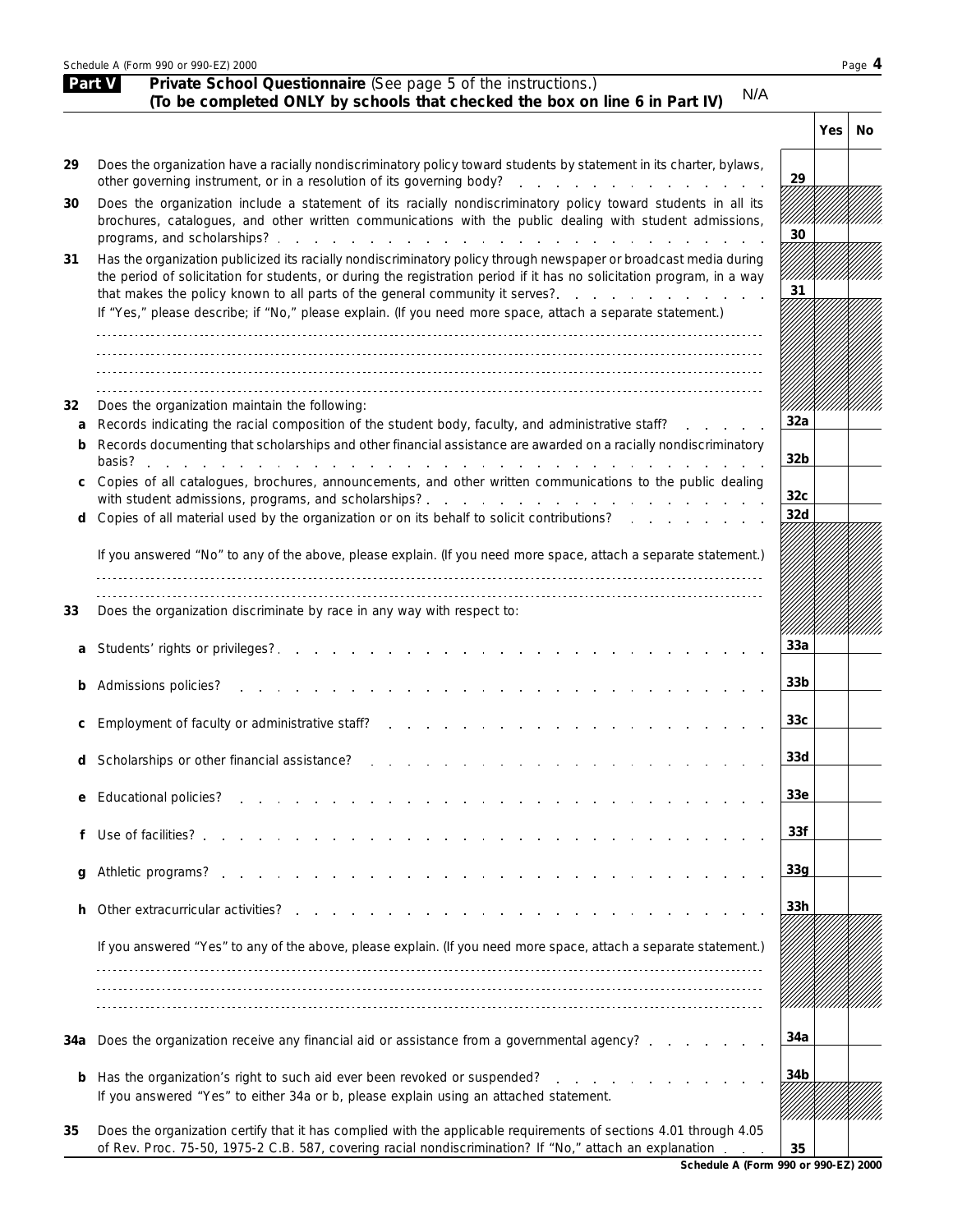## Part V Private School Questionnaire (See page 5 of the instructions.)

**(To be completed ONLY by schools that checked the box on line 6 in Part IV)** N/A

| | | | Yes | No |
|---|---|---|---|---|
| 29 | Does the organization have a racially nondiscriminatory policy toward students by statement in its charter, bylaws, other governing instrument, or in a resolution of its governing body? | 29 | | |
| 30 | Does the organization include a statement of its racially nondiscriminatory policy toward students in all its brochures, catalogues, and other written communications with the public dealing with student admissions, programs, and scholarships? | 30 | | |
| 31 | Has the organization publicized its racially nondiscriminatory policy through newspaper or broadcast media during the period of solicitation for students, or during the registration period if it has no solicitation program, in a way that makes the policy known to all parts of the general community it serves? If "Yes," please describe; if "No," please explain. (If you need more space, attach a separate statement.) | 31 | | |
| 32 | Does the organization maintain the following: | | | |
| a | Records indicating the racial composition of the student body, faculty, and administrative staff? | 32a | | |
| b | Records documenting that scholarships and other financial assistance are awarded on a racially nondiscriminatory basis? | 32b | | |
| c | Copies of all catalogues, brochures, announcements, and other written communications to the public dealing with student admissions, programs, and scholarships? | 32c | | |
| d | Copies of all material used by the organization or on its behalf to solicit contributions? If you answered "No" to any of the above, please explain. (If you need more space, attach a separate statement.) | 32d | | |
| 33 | Does the organization discriminate by race in any way with respect to: | | | |
| a | Students' rights or privileges? | 33a | | |
| b | Admissions policies? | 33b | | |
| c | Employment of faculty or administrative staff? | 33c | | |
| d | Scholarships or other financial assistance? | 33d | | |
| e | Educational policies? | 33e | | |
| f | Use of facilities? | 33f | | |
| g | Athletic programs? | 33g | | |
| h | Other extracurricular activities? If you answered "Yes" to any of the above, please explain. (If you need more space, attach a separate statement.) | 33h | | |
| 34a | Does the organization receive any financial aid or assistance from a governmental agency? | 34a | | |
| b | Has the organization's right to such aid ever been revoked or suspended? If you answered "Yes" to either 34a or b, please explain using an attached statement. | 34b | | |
| 35 | Does the organization certify that it has complied with the applicable requirements of sections 4.01 through 4.05 of Rev. Proc. 75-50, 1975-2 C.B. 587, covering racial nondiscrimination? If "No," attach an explanation | 35 | | |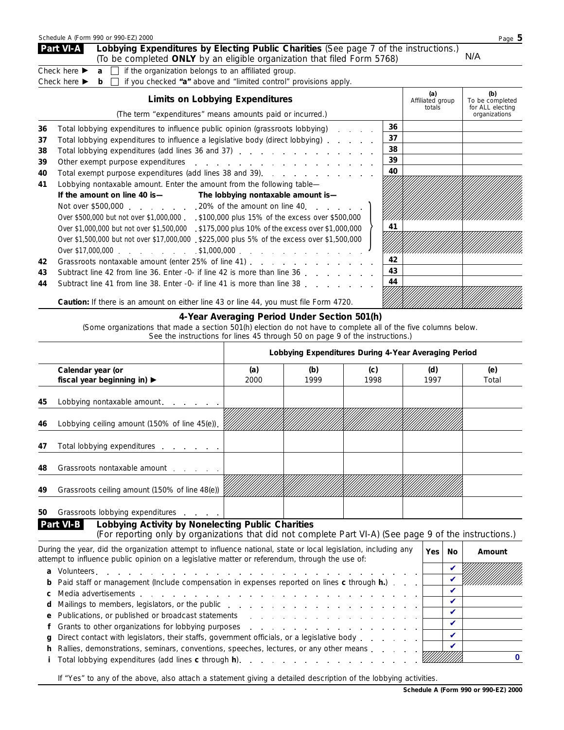## Part VI-A Lobbying Expenditures by Electing Public Charities (See page 7 of the instructions.)

(To be completed **ONLY** by an eligible organization that filed Form 5768) N/A

Check here ▶ **a** ☐ if the organization belongs to an affiliated group.

Check here ▶ **b** ☐ if you checked **"a"** above and "limited control" provisions apply.

| | **Limits on Lobbying Expenditures** (The term "expenditures" means amounts paid or incurred.) | | **(a)** Affiliated group totals | **(b)** To be completed for ALL electing organizations |
|---|---|---|---|---|
| **36** | Total lobbying expenditures to influence public opinion (grassroots lobbying) | **36** | | |
| **37** | Total lobbying expenditures to influence a legislative body (direct lobbying) | **37** | | |
| **38** | Total lobbying expenditures (add lines 36 and 37) | **38** | | |
| **39** | Other exempt purpose expenditures | **39** | | |
| **40** | Total exempt purpose expenditures (add lines 38 and 39). | **40** | | |
| **41** | Lobbying nontaxable amount. Enter the amount from the following table— | | | |
| | **If the amount on line 40 is—** / **The lobbying nontaxable amount is—** | | | |
| | Not over $500,000 ... 20% of the amount on line 40 | | | |
| | Over $500,000 but not over $1,000,000 ... $100,000 plus 15% of the excess over $500,000 | | | |
| | Over $1,000,000 but not over $1,500,000 ... $175,000 plus 10% of the excess over $1,000,000 | **41** | | |
| | Over $1,500,000 but not over $17,000,000 ... $225,000 plus 5% of the excess over $1,500,000 | | | |
| | Over $17,000,000 ... $1,000,000 | | | |
| **42** | Grassroots nontaxable amount (enter 25% of line 41) | **42** | | |
| **43** | Subtract line 42 from line 36. Enter -0- if line 42 is more than line 36 | **43** | | |
| **44** | Subtract line 41 from line 38. Enter -0- if line 41 is more than line 38 | **44** | | |

**Caution:** If there is an amount on either line 43 or line 44, you must file Form 4720.

### 4-Year Averaging Period Under Section 501(h)

(Some organizations that made a section 501(h) election do not have to complete all of the five columns below. See the instructions for lines 45 through 50 on page 9 of the instructions.)

| | Lobbying Expenditures During 4-Year Averaging Period | | | | |
|---|---|---|---|---|---|
| **Calendar year (or fiscal year beginning in)** ▶ | **(a)** 2000 | **(b)** 1999 | **(c)** 1998 | **(d)** 1997 | **(e)** Total |
| **45** Lobbying nontaxable amount | | | | | |
| **46** Lobbying ceiling amount (150% of line 45(e)) | | | | | |
| **47** Total lobbying expenditures | | | | | |
| **48** Grassroots nontaxable amount | | | | | |
| **49** Grassroots ceiling amount (150% of line 48(e)) | | | | | |
| **50** Grassroots lobbying expenditures | | | | | |

## Part VI-B Lobbying Activity by Nonelecting Public Charities

(For reporting only by organizations that did not complete Part VI-A) (See page 9 of the instructions.)

| During the year, did the organization attempt to influence national, state or local legislation, including any attempt to influence public opinion on a legislative matter or referendum, through the use of: | Yes | No | Amount |
|---|---|---|---|
| **a** Volunteers | | ✔ | |
| **b** Paid staff or management (Include compensation in expenses reported on lines **c** through **h.**) | | ✔ | |
| **c** Media advertisements | | ✔ | |
| **d** Mailings to members, legislators, or the public | | ✔ | |
| **e** Publications, or published or broadcast statements | | ✔ | |
| **f** Grants to other organizations for lobbying purposes | | ✔ | |
| **g** Direct contact with legislators, their staffs, government officials, or a legislative body | | ✔ | |
| **h** Rallies, demonstrations, seminars, conventions, speeches, lectures, or any other means | | ✔ | |
| **i** Total lobbying expenditures (add lines **c** through **h**) | | | 0 |

If "Yes" to any of the above, also attach a statement giving a detailed description of the lobbying activities.

**Schedule A (Form 990 or 990-EZ) 2000**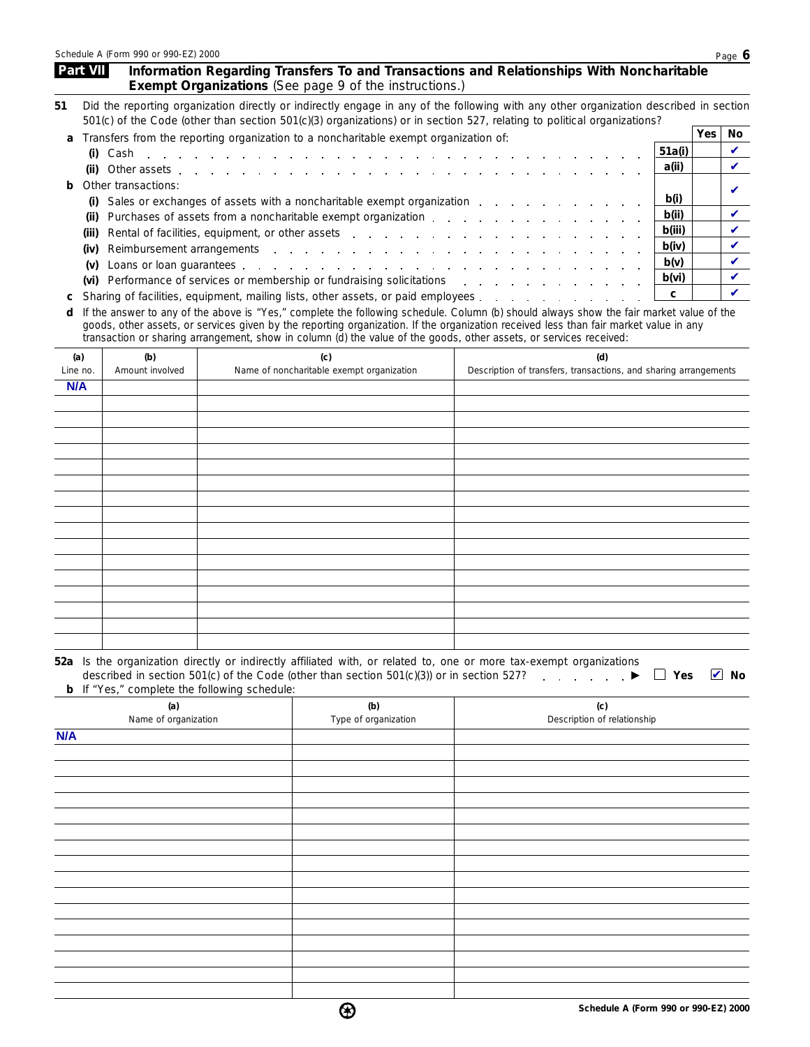Schedule A (Form 990 or 990-EZ) 2000

## Part VII Information Regarding Transfers To and Transactions and Relationships With Noncharitable Exempt Organizations (See page 9 of the instructions.)

**51** Did the reporting organization directly or indirectly engage in any of the following with any other organization described in section 501(c) of the Code (other than section 501(c)(3) organizations) or in section 527, relating to political organizations?

| | | Yes | No |
|---|---|---|---|
| **a** Transfers from the reporting organization to a noncharitable exempt organization of: | | | |
| **(i)** Cash | 51a(i) | | ✔ |
| **(ii)** Other assets | a(ii) | | ✔ |
| **b** Other transactions: | | | |
| **(i)** Sales or exchanges of assets with a noncharitable exempt organization | b(i) | | ✔ |
| **(ii)** Purchases of assets from a noncharitable exempt organization | b(ii) | | ✔ |
| **(iii)** Rental of facilities, equipment, or other assets | b(iii) | | ✔ |
| **(iv)** Reimbursement arrangements | b(iv) | | ✔ |
| **(v)** Loans or loan guarantees | b(v) | | ✔ |
| **(vi)** Performance of services or membership or fundraising solicitations | b(vi) | | ✔ |
| **c** Sharing of facilities, equipment, mailing lists, other assets, or paid employees | c | | ✔ |

**d** If the answer to any of the above is "Yes," complete the following schedule. Column (b) should always show the fair market value of the goods, other assets, or services given by the reporting organization. If the organization received less than fair market value in any transaction or sharing arrangement, show in column (d) the value of the goods, other assets, or services received:

| (a) Line no. | (b) Amount involved | (c) Name of noncharitable exempt organization | (d) Description of transfers, transactions, and sharing arrangements |
|---|---|---|---|
| N/A | | | |

**52a** Is the organization directly or indirectly affiliated with, or related to, one or more tax-exempt organizations described in section 501(c) of the Code (other than section 501(c)(3)) or in section 527? ▶ ☐ Yes ☑ No

**b** If "Yes," complete the following schedule:

| (a) Name of organization | (b) Type of organization | (c) Description of relationship |
|---|---|---|
| N/A | | |

Schedule A (Form 990 or 990-EZ) 2000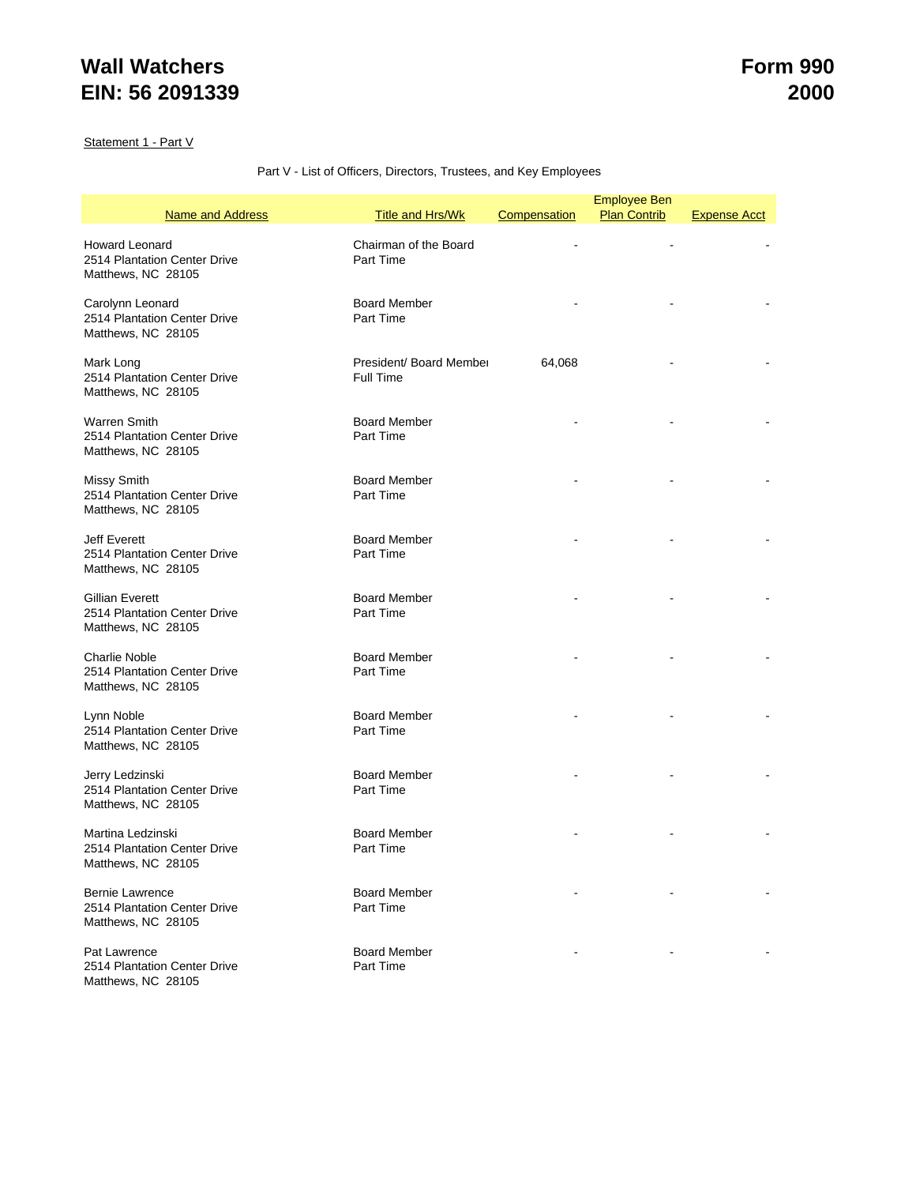# Wall Watchers
# EIN: 56 2091339

# Form 990
# 2000

Statement 1 - Part V

Part V - List of Officers, Directors, Trustees, and Key Employees

| Name and Address | Title and Hrs/Wk | Compensation | Employee Ben Plan Contrib | Expense Acct |
|---|---|---|---|---|
| Howard Leonard<br>2514 Plantation Center Drive<br>Matthews, NC 28105 | Chairman of the Board<br>Part Time | - | - | - |
| Carolynn Leonard<br>2514 Plantation Center Drive<br>Matthews, NC 28105 | Board Member<br>Part Time | - | - | - |
| Mark Long<br>2514 Plantation Center Drive<br>Matthews, NC 28105 | President/ Board Member<br>Full Time | 64,068 | - | - |
| Warren Smith<br>2514 Plantation Center Drive<br>Matthews, NC 28105 | Board Member<br>Part Time | - | - | - |
| Missy Smith<br>2514 Plantation Center Drive<br>Matthews, NC 28105 | Board Member<br>Part Time | - | - | - |
| Jeff Everett<br>2514 Plantation Center Drive<br>Matthews, NC 28105 | Board Member<br>Part Time | - | - | - |
| Gillian Everett<br>2514 Plantation Center Drive<br>Matthews, NC 28105 | Board Member<br>Part Time | - | - | - |
| Charlie Noble<br>2514 Plantation Center Drive<br>Matthews, NC 28105 | Board Member<br>Part Time | - | - | - |
| Lynn Noble<br>2514 Plantation Center Drive<br>Matthews, NC 28105 | Board Member<br>Part Time | - | - | - |
| Jerry Ledzinski<br>2514 Plantation Center Drive<br>Matthews, NC 28105 | Board Member<br>Part Time | - | - | - |
| Martina Ledzinski<br>2514 Plantation Center Drive<br>Matthews, NC 28105 | Board Member<br>Part Time | - | - | - |
| Bernie Lawrence<br>2514 Plantation Center Drive<br>Matthews, NC 28105 | Board Member<br>Part Time | - | - | - |
| Pat Lawrence<br>2514 Plantation Center Drive<br>Matthews, NC 28105 | Board Member<br>Part Time | - | - | - |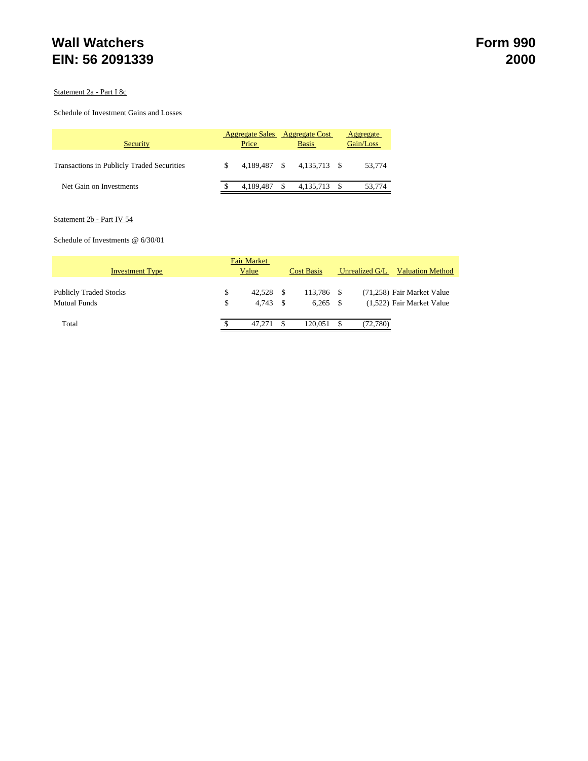# Wall Watchers
# EIN: 56 2091339

# Form 990
# 2000

Statement 2a - Part I 8c

Schedule of Investment Gains and Losses

| Security | Aggregate Sales Price | Aggregate Cost Basis | Aggregate Gain/Loss |
|---|---|---|---|
| Transactions in Publicly Traded Securities | $ 4,189,487 | $ 4,135,713 | $ 53,774 |
| Net Gain on Investments | $ 4,189,487 | $ 4,135,713 | $ 53,774 |

Statement 2b - Part IV 54

Schedule of Investments @ 6/30/01

| Investment Type | Fair Market Value | Cost Basis | Unrealized G/L | Valuation Method |
|---|---|---|---|---|
| Publicly Traded Stocks | $ 42,528 | $ 113,786 | $ (71,258) | Fair Market Value |
| Mutual Funds | $ 4,743 | $ 6,265 | $ (1,522) | Fair Market Value |
| Total | $ 47,271 | $ 120,051 | $ (72,780) | |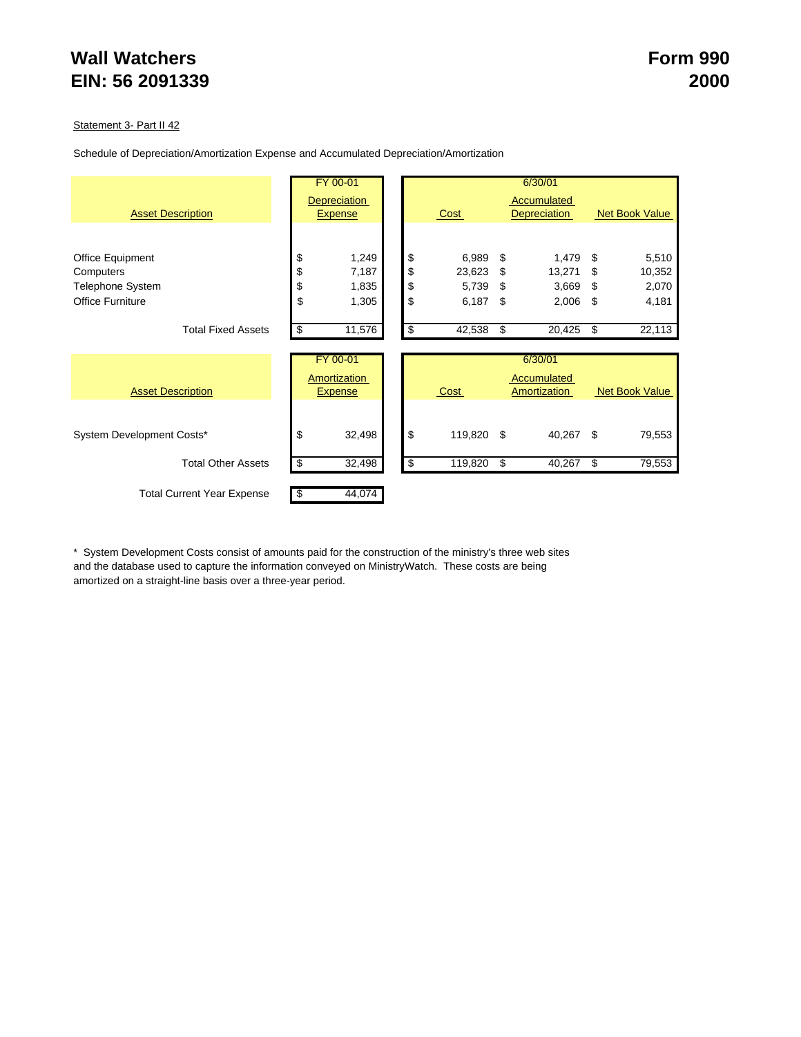# Wall Watchers
# EIN: 56 2091339

# Form 990
# 2000

Statement 3- Part II 42

Schedule of Depreciation/Amortization Expense and Accumulated Depreciation/Amortization

| Asset Description | FY 00-01 Depreciation Expense | 6/30/01 Cost | 6/30/01 Accumulated Depreciation | 6/30/01 Net Book Value |
|---|---|---|---|---|
| Office Equipment | $ 1,249 | $ 6,989 | $ 1,479 | $ 5,510 |
| Computers | $ 7,187 | $ 23,623 | $ 13,271 | $ 10,352 |
| Telephone System | $ 1,835 | $ 5,739 | $ 3,669 | $ 2,070 |
| Office Furniture | $ 1,305 | $ 6,187 | $ 2,006 | $ 4,181 |
| Total Fixed Assets | $ 11,576 | $ 42,538 | $ 20,425 | $ 22,113 |

| Asset Description | FY 00-01 Amortization Expense | 6/30/01 Cost | 6/30/01 Accumulated Amortization | 6/30/01 Net Book Value |
|---|---|---|---|---|
| System Development Costs* | $ 32,498 | $ 119,820 | $ 40,267 | $ 79,553 |
| Total Other Assets | $ 32,498 | $ 119,820 | $ 40,267 | $ 79,553 |

| | |
|---|---|
| Total Current Year Expense | $ 44,074 |

* System Development Costs consist of amounts paid for the construction of the ministry's three web sites and the database used to capture the information conveyed on MinistryWatch. These costs are being amortized on a straight-line basis over a three-year period.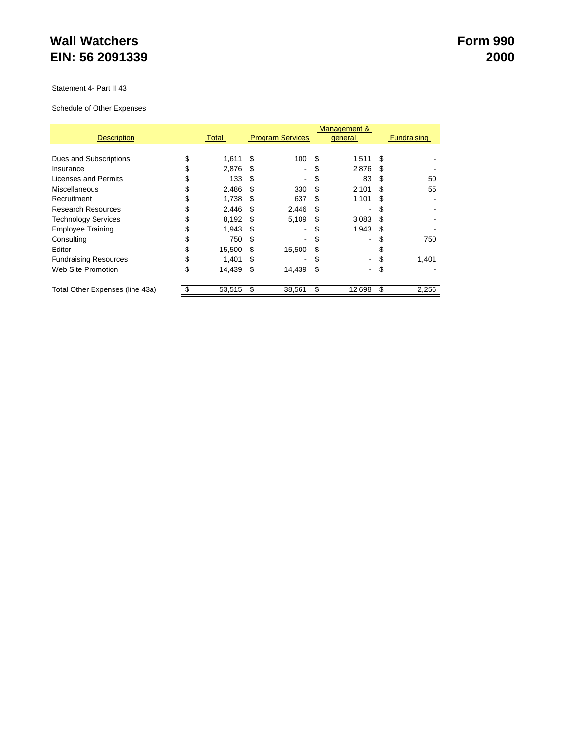# Wall Watchers
# EIN: 56 2091339

# Form 990
# 2000

Statement 4- Part II 43

Schedule of Other Expenses

| Description | Total | Program Services | Management & general | Fundraising |
|---|---|---|---|---|
| Dues and Subscriptions | $ 1,611 | $ 100 | $ 1,511 | $ - |
| Insurance | $ 2,876 | $ - | $ 2,876 | $ - |
| Licenses and Permits | $ 133 | $ - | $ 83 | $ 50 |
| Miscellaneous | $ 2,486 | $ 330 | $ 2,101 | $ 55 |
| Recruitment | $ 1,738 | $ 637 | $ 1,101 | $ - |
| Research Resources | $ 2,446 | $ 2,446 | $ - | $ - |
| Technology Services | $ 8,192 | $ 5,109 | $ 3,083 | $ - |
| Employee Training | $ 1,943 | $ - | $ 1,943 | $ - |
| Consulting | $ 750 | $ - | $ - | $ 750 |
| Editor | $ 15,500 | $ 15,500 | $ - | $ - |
| Fundraising Resources | $ 1,401 | $ - | $ - | $ 1,401 |
| Web Site Promotion | $ 14,439 | $ 14,439 | $ - | $ - |
| Total Other Expenses (line 43a) | $ 53,515 | $ 38,561 | $ 12,698 | $ 2,256 |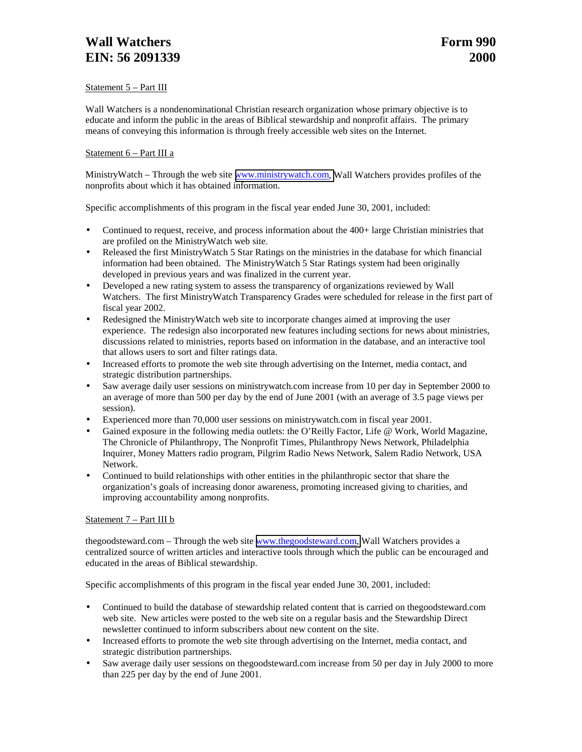# Wall Watchers — Form 990
## EIN: 56 2091339 — 2000

Statement 5 – Part III

Wall Watchers is a nondenominational Christian research organization whose primary objective is to educate and inform the public in the areas of Biblical stewardship and nonprofit affairs. The primary means of conveying this information is through freely accessible web sites on the Internet.

Statement 6 – Part III a

MinistryWatch – Through the web site www.ministrywatch.com, Wall Watchers provides profiles of the nonprofits about which it has obtained information.

Specific accomplishments of this program in the fiscal year ended June 30, 2001, included:

- Continued to request, receive, and process information about the 400+ large Christian ministries that are profiled on the MinistryWatch web site.
- Released the first MinistryWatch 5 Star Ratings on the ministries in the database for which financial information had been obtained. The MinistryWatch 5 Star Ratings system had been originally developed in previous years and was finalized in the current year.
- Developed a new rating system to assess the transparency of organizations reviewed by Wall Watchers. The first MinistryWatch Transparency Grades were scheduled for release in the first part of fiscal year 2002.
- Redesigned the MinistryWatch web site to incorporate changes aimed at improving the user experience. The redesign also incorporated new features including sections for news about ministries, discussions related to ministries, reports based on information in the database, and an interactive tool that allows users to sort and filter ratings data.
- Increased efforts to promote the web site through advertising on the Internet, media contact, and strategic distribution partnerships.
- Saw average daily user sessions on ministrywatch.com increase from 10 per day in September 2000 to an average of more than 500 per day by the end of June 2001 (with an average of 3.5 page views per session).
- Experienced more than 70,000 user sessions on ministrywatch.com in fiscal year 2001.
- Gained exposure in the following media outlets: the O'Reilly Factor, Life @ Work, World Magazine, The Chronicle of Philanthropy, The Nonprofit Times, Philanthropy News Network, Philadelphia Inquirer, Money Matters radio program, Pilgrim Radio News Network, Salem Radio Network, USA Network.
- Continued to build relationships with other entities in the philanthropic sector that share the organization's goals of increasing donor awareness, promoting increased giving to charities, and improving accountability among nonprofits.

Statement 7 – Part III b

thegoodsteward.com – Through the web site www.thegoodsteward.com, Wall Watchers provides a centralized source of written articles and interactive tools through which the public can be encouraged and educated in the areas of Biblical stewardship.

Specific accomplishments of this program in the fiscal year ended June 30, 2001, included:

- Continued to build the database of stewardship related content that is carried on thegoodsteward.com web site. New articles were posted to the web site on a regular basis and the Stewardship Direct newsletter continued to inform subscribers about new content on the site.
- Increased efforts to promote the web site through advertising on the Internet, media contact, and strategic distribution partnerships.
- Saw average daily user sessions on thegoodsteward.com increase from 50 per day in July 2000 to more than 225 per day by the end of June 2001.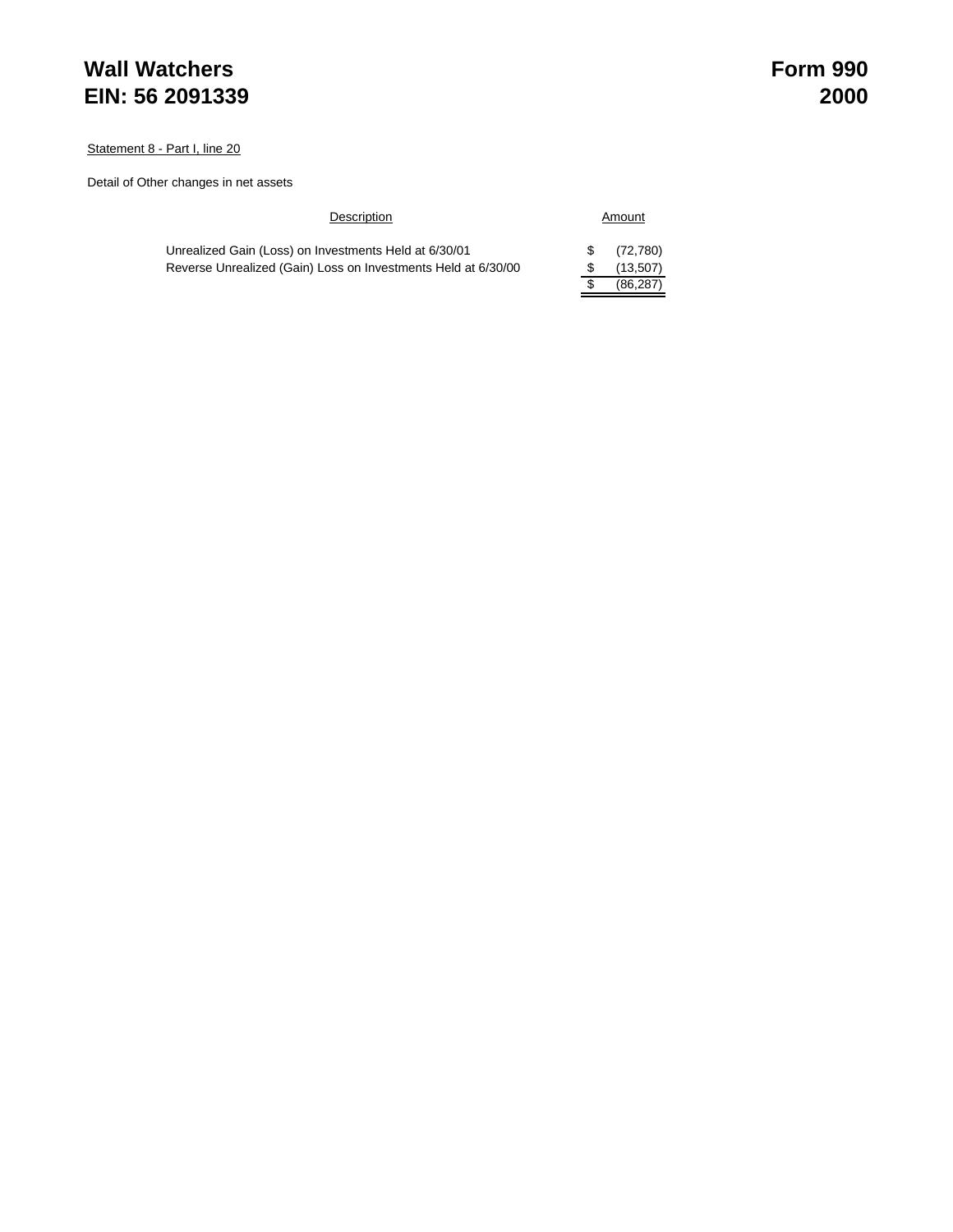# Wall Watchers
# EIN: 56 2091339

# Form 990
# 2000

Statement 8 - Part I, line 20

Detail of Other changes in net assets

| Description | Amount |
| --- | --- |
| Unrealized Gain (Loss) on Investments Held at 6/30/01 | $ (72,780) |
| Reverse Unrealized (Gain) Loss on Investments Held at 6/30/00 | $ (13,507) |
| | $ (86,287) |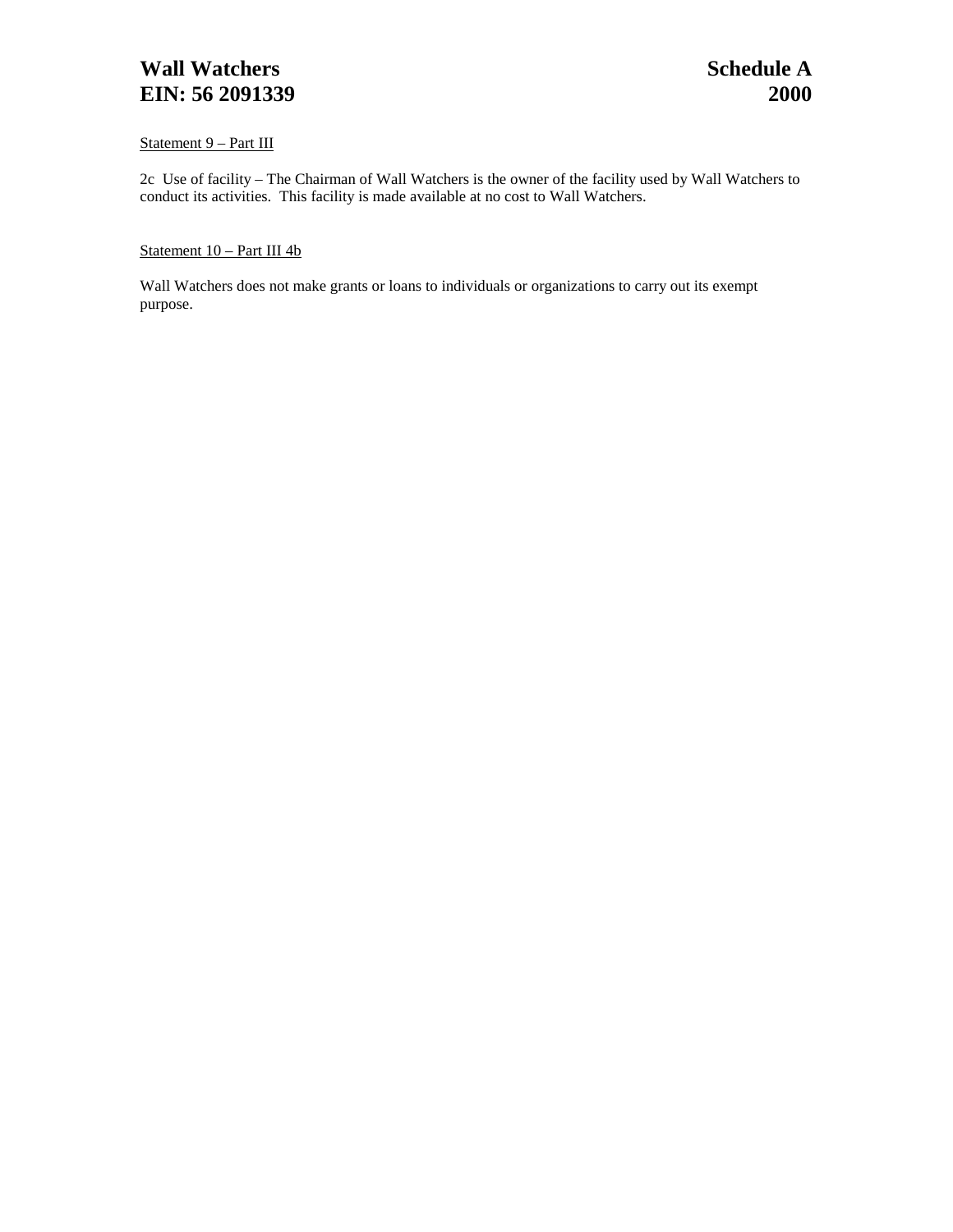**Wall Watchers** **Schedule A**
**EIN: 56 2091339** **2000**

<u>Statement 9 – Part III</u>

2c Use of facility – The Chairman of Wall Watchers is the owner of the facility used by Wall Watchers to conduct its activities. This facility is made available at no cost to Wall Watchers.

<u>Statement 10 – Part III 4b</u>

Wall Watchers does not make grants or loans to individuals or organizations to carry out its exempt purpose.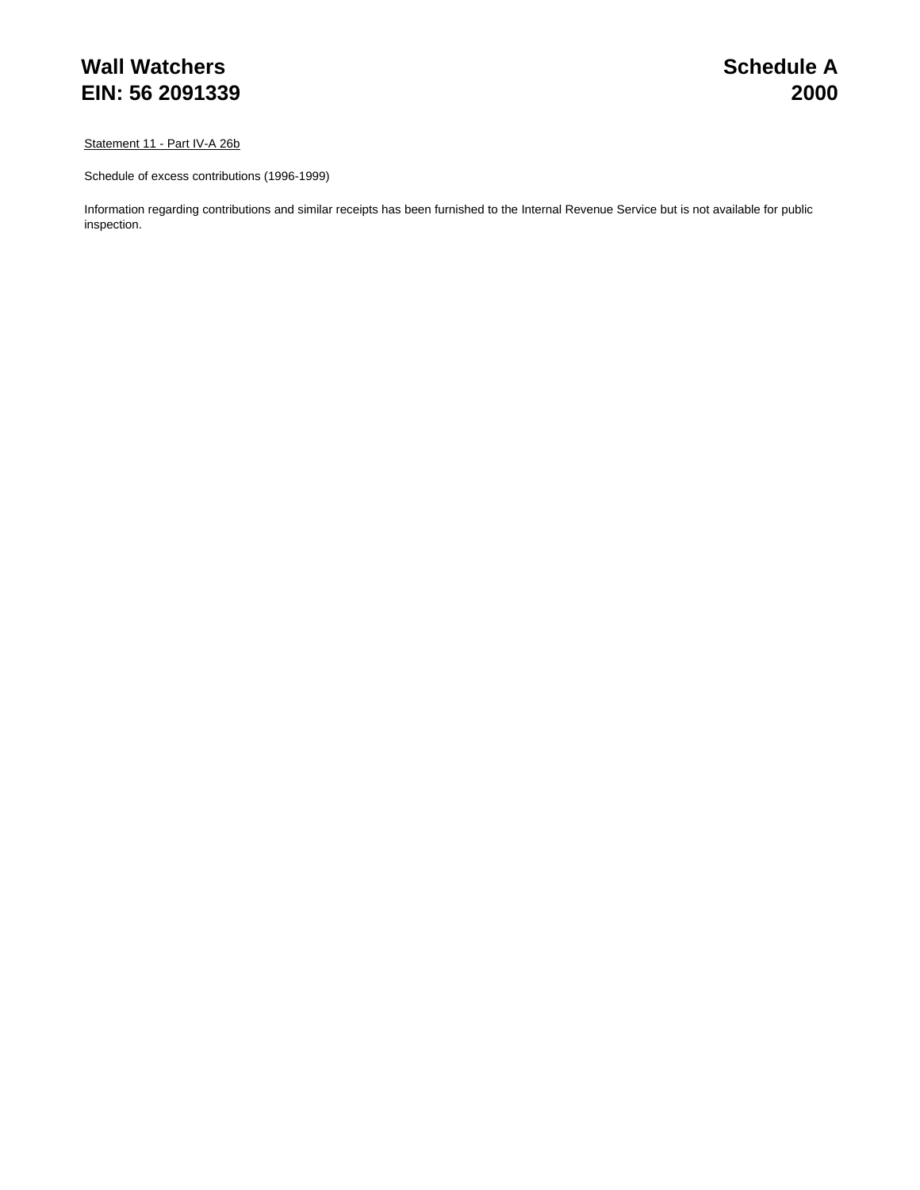**Wall Watchers**
**EIN: 56 2091339**

**Schedule A**
**2000**

Statement 11 - Part IV-A 26b

Schedule of excess contributions (1996-1999)

Information regarding contributions and similar receipts has been furnished to the Internal Revenue Service but is not available for public inspection.